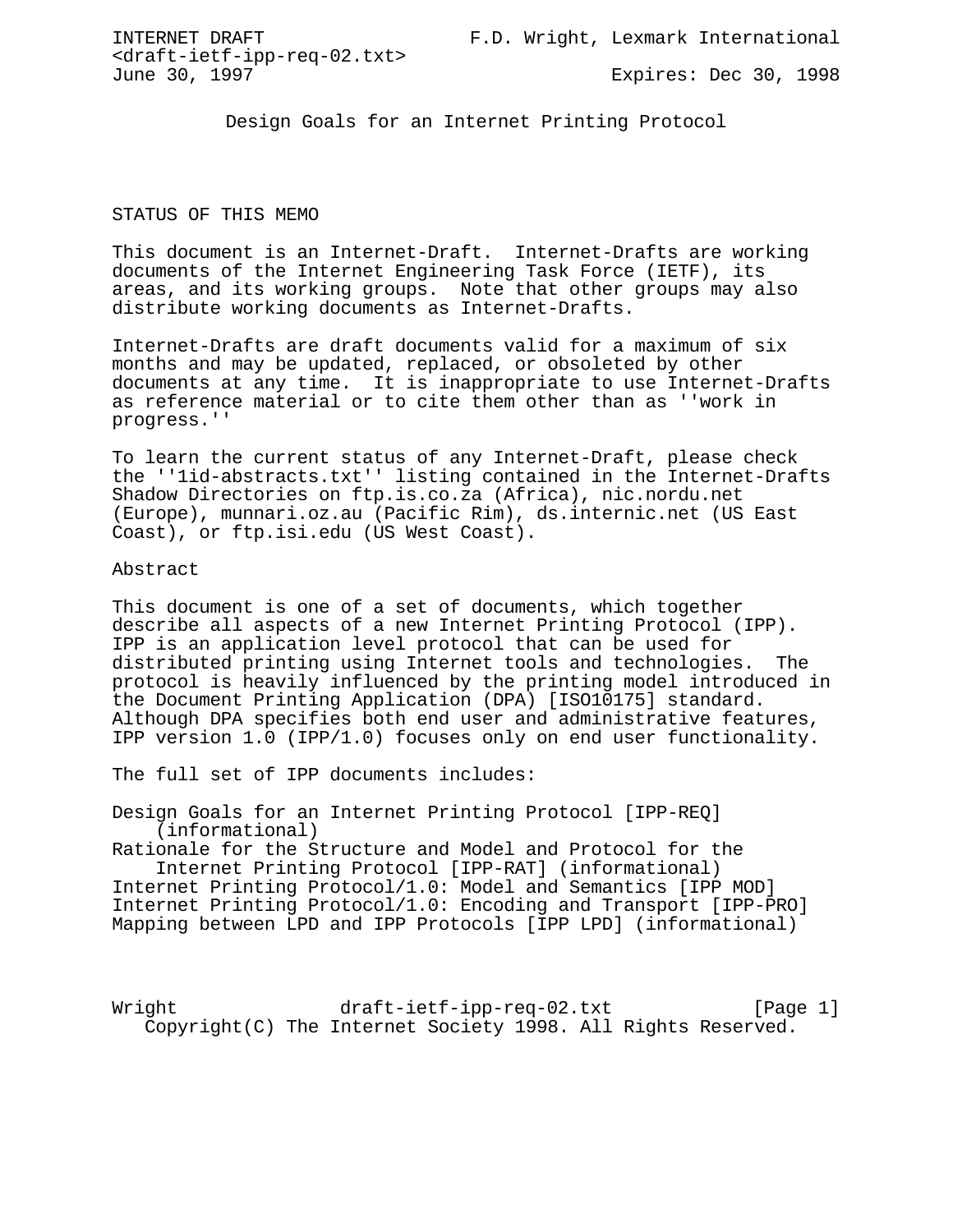INTERNET DRAFT F.D. Wright, Lexmark International
<draft-ietf-ipp-req-02.txt>
June 30, 1997 Expires: Dec 30, 1998

# Design Goals for an Internet Printing Protocol

## STATUS OF THIS MEMO

This document is an Internet-Draft. Internet-Drafts are working documents of the Internet Engineering Task Force (IETF), its areas, and its working groups. Note that other groups may also distribute working documents as Internet-Drafts.

Internet-Drafts are draft documents valid for a maximum of six months and may be updated, replaced, or obsoleted by other documents at any time. It is inappropriate to use Internet-Drafts as reference material or to cite them other than as ''work in progress.''

To learn the current status of any Internet-Draft, please check the ''1id-abstracts.txt'' listing contained in the Internet-Drafts Shadow Directories on ftp.is.co.za (Africa), nic.nordu.net (Europe), munnari.oz.au (Pacific Rim), ds.internic.net (US East Coast), or ftp.isi.edu (US West Coast).

## Abstract

This document is one of a set of documents, which together describe all aspects of a new Internet Printing Protocol (IPP). IPP is an application level protocol that can be used for distributed printing using Internet tools and technologies. The protocol is heavily influenced by the printing model introduced in the Document Printing Application (DPA) [ISO10175] standard. Although DPA specifies both end user and administrative features, IPP version 1.0 (IPP/1.0) focuses only on end user functionality.

The full set of IPP documents includes:

Design Goals for an Internet Printing Protocol [IPP-REQ] (informational)
Rationale for the Structure and Model and Protocol for the Internet Printing Protocol [IPP-RAT] (informational)
Internet Printing Protocol/1.0: Model and Semantics [IPP MOD]
Internet Printing Protocol/1.0: Encoding and Transport [IPP-PRO]
Mapping between LPD and IPP Protocols [IPP LPD] (informational)

Copyright(C) The Internet Society 1998. All Rights Reserved.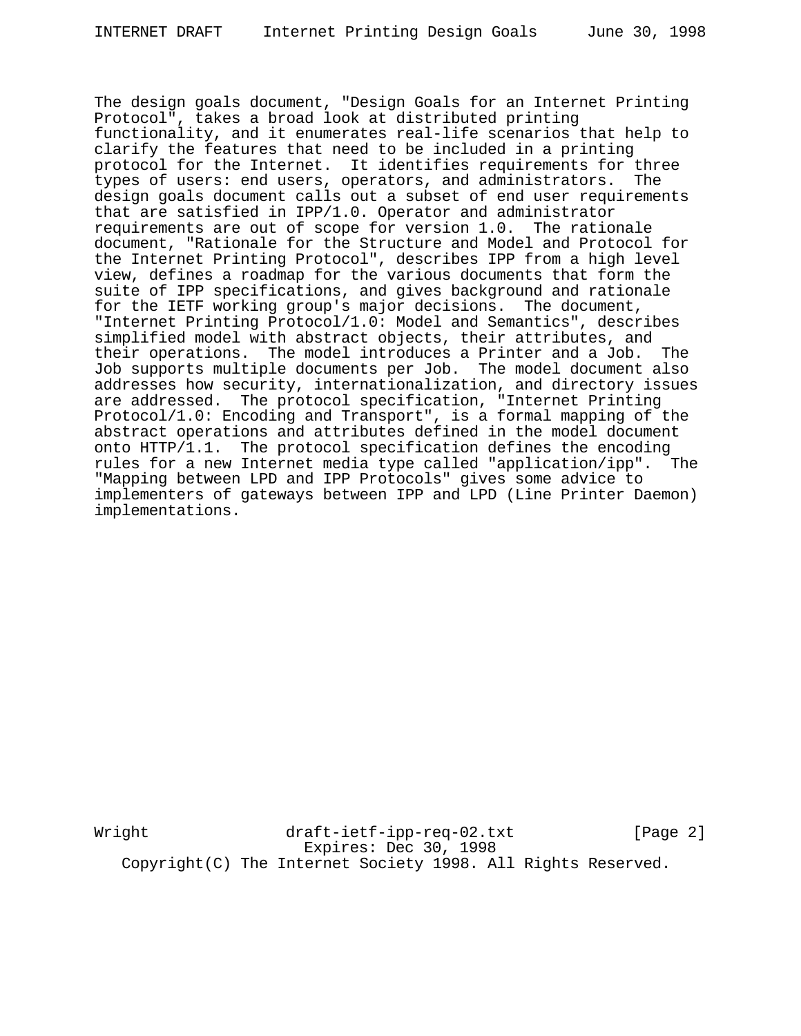The design goals document, "Design Goals for an Internet Printing Protocol", takes a broad look at distributed printing functionality, and it enumerates real-life scenarios that help to clarify the features that need to be included in a printing protocol for the Internet. It identifies requirements for three types of users: end users, operators, and administrators. The design goals document calls out a subset of end user requirements that are satisfied in IPP/1.0. Operator and administrator requirements are out of scope for version 1.0. The rationale document, "Rationale for the Structure and Model and Protocol for the Internet Printing Protocol", describes IPP from a high level view, defines a roadmap for the various documents that form the suite of IPP specifications, and gives background and rationale for the IETF working group's major decisions. The document, "Internet Printing Protocol/1.0: Model and Semantics", describes simplified model with abstract objects, their attributes, and their operations. The model introduces a Printer and a Job. The Job supports multiple documents per Job. The model document also addresses how security, internationalization, and directory issues are addressed. The protocol specification, "Internet Printing Protocol/1.0: Encoding and Transport", is a formal mapping of the abstract operations and attributes defined in the model document onto HTTP/1.1. The protocol specification defines the encoding rules for a new Internet media type called "application/ipp". The "Mapping between LPD and IPP Protocols" gives some advice to implementers of gateways between IPP and LPD (Line Printer Daemon) implementations.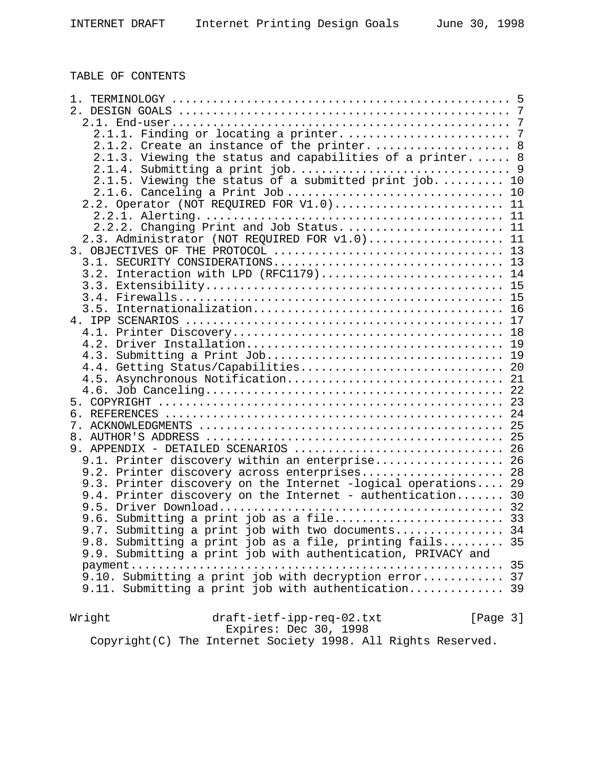TABLE OF CONTENTS

```
1. TERMINOLOGY .................................................. 5
2. DESIGN GOALS ................................................. 7
  2.1. End-user................................................. 7
    2.1.1. Finding or locating a printer........................ 7
    2.1.2. Create an instance of the printer.................... 8
    2.1.3. Viewing the status and capabilities of a printer...... 8
    2.1.4. Submitting a print job............................... 9
    2.1.5. Viewing the status of a submitted print job.......... 10
    2.1.6. Canceling a Print Job ............................... 10
  2.2. Operator (NOT REQUIRED FOR V1.0)......................... 11
    2.2.1. Alerting............................................. 11
    2.2.2. Changing Print and Job Status........................ 11
  2.3. Administrator (NOT REQUIRED FOR v1.0).................... 11
3. OBJECTIVES OF THE PROTOCOL .................................. 13
  3.1. SECURITY CONSIDERATIONS.................................. 13
  3.2. Interaction with LPD (RFC1179)........................... 14
  3.3. Extensibility............................................ 15
  3.4. Firewalls................................................ 15
  3.5. Internationalization..................................... 16
4. IPP SCENARIOS ............................................... 17
  4.1. Printer Discovery........................................ 18
  4.2. Driver Installation...................................... 19
  4.3. Submitting a Print Job................................... 19
  4.4. Getting Status/Capabilities.............................. 20
  4.5. Asynchronous Notification................................ 21
  4.6. Job Canceling............................................ 22
5. COPYRIGHT ................................................... 23
6. REFERENCES .................................................. 24
7. ACKNOWLEDGMENTS ............................................. 25
8. AUTHOR'S ADDRESS ............................................ 25
9. APPENDIX - DETAILED SCENARIOS ............................... 26
  9.1. Printer discovery within an enterprise................... 26
  9.2. Printer discovery across enterprises..................... 28
  9.3. Printer discovery on the Internet -logical operations.... 29
  9.4. Printer discovery on the Internet - authentication....... 30
  9.5. Driver Download.......................................... 32
  9.6. Submitting a print job as a file......................... 33
  9.7. Submitting a print job with two documents................ 34
  9.8. Submitting a print job as a file, printing fails......... 35
  9.9. Submitting a print job with authentication, PRIVACY and
  payment....................................................... 35
  9.10. Submitting a print job with decryption error............ 37
  9.11. Submitting a print job with authentication.............. 39
```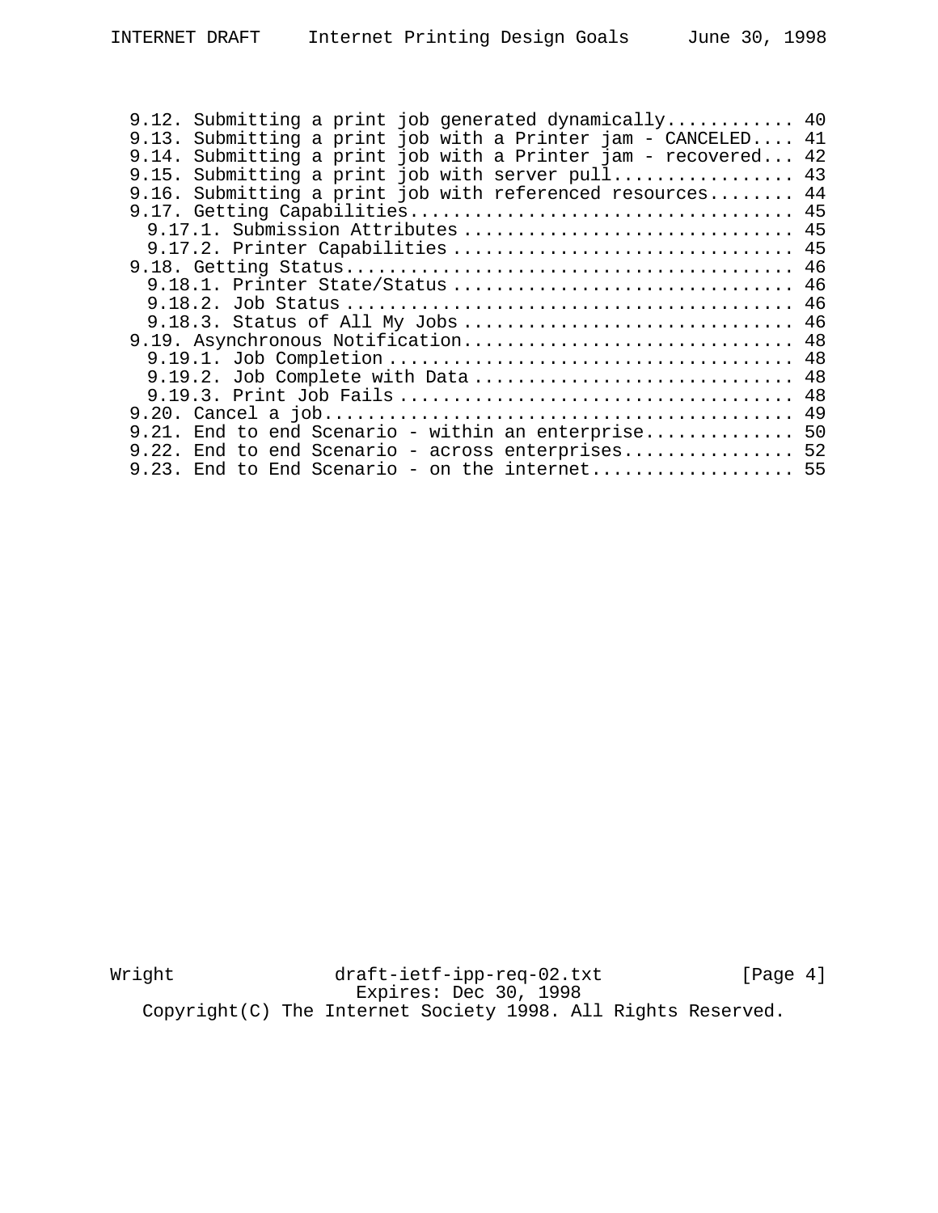```
   9.12. Submitting a print job generated dynamically............ 40
   9.13. Submitting a print job with a Printer jam - CANCELED.... 41
   9.14. Submitting a print job with a Printer jam - recovered... 42
   9.15. Submitting a print job with server pull................. 43
   9.16. Submitting a print job with referenced resources........ 44
   9.17. Getting Capabilities.................................... 45
     9.17.1. Submission Attributes .............................. 45
     9.17.2. Printer Capabilities ............................... 45
   9.18. Getting Status.......................................... 46
     9.18.1. Printer State/Status ............................... 46
     9.18.2. Job Status ......................................... 46
     9.18.3. Status of All My Jobs .............................. 46
   9.19. Asynchronous Notification............................... 48
     9.19.1. Job Completion ..................................... 48
     9.19.2. Job Complete with Data ............................. 48
     9.19.3. Print Job Fails .................................... 48
   9.20. Cancel a job............................................ 49
   9.21. End to end Scenario - within an enterprise.............. 50
   9.22. End to end Scenario - across enterprises................ 52
   9.23. End to End Scenario - on the internet................... 55
```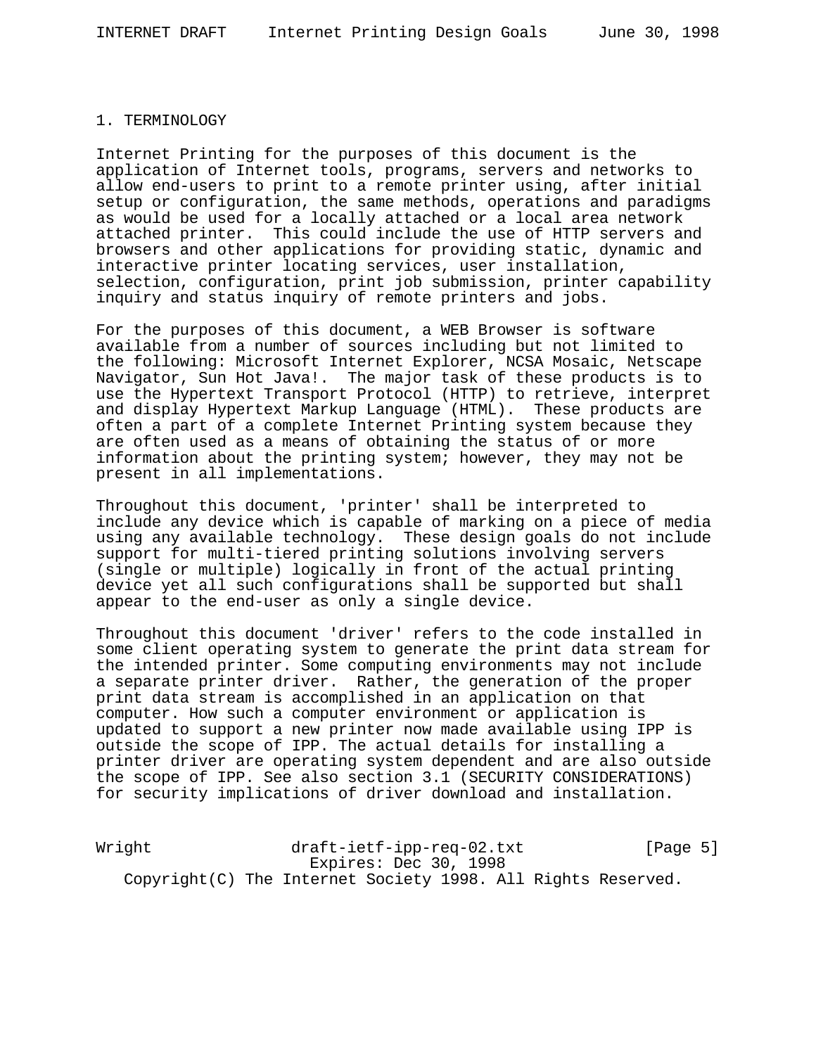# 1. TERMINOLOGY

Internet Printing for the purposes of this document is the application of Internet tools, programs, servers and networks to allow end-users to print to a remote printer using, after initial setup or configuration, the same methods, operations and paradigms as would be used for a locally attached or a local area network attached printer. This could include the use of HTTP servers and browsers and other applications for providing static, dynamic and interactive printer locating services, user installation, selection, configuration, print job submission, printer capability inquiry and status inquiry of remote printers and jobs.

For the purposes of this document, a WEB Browser is software available from a number of sources including but not limited to the following: Microsoft Internet Explorer, NCSA Mosaic, Netscape Navigator, Sun Hot Java!. The major task of these products is to use the Hypertext Transport Protocol (HTTP) to retrieve, interpret and display Hypertext Markup Language (HTML). These products are often a part of a complete Internet Printing system because they are often used as a means of obtaining the status of or more information about the printing system; however, they may not be present in all implementations.

Throughout this document, 'printer' shall be interpreted to include any device which is capable of marking on a piece of media using any available technology. These design goals do not include support for multi-tiered printing solutions involving servers (single or multiple) logically in front of the actual printing device yet all such configurations shall be supported but shall appear to the end-user as only a single device.

Throughout this document 'driver' refers to the code installed in some client operating system to generate the print data stream for the intended printer. Some computing environments may not include a separate printer driver. Rather, the generation of the proper print data stream is accomplished in an application on that computer. How such a computer environment or application is updated to support a new printer now made available using IPP is outside the scope of IPP. The actual details for installing a printer driver are operating system dependent and are also outside the scope of IPP. See also section 3.1 (SECURITY CONSIDERATIONS) for security implications of driver download and installation.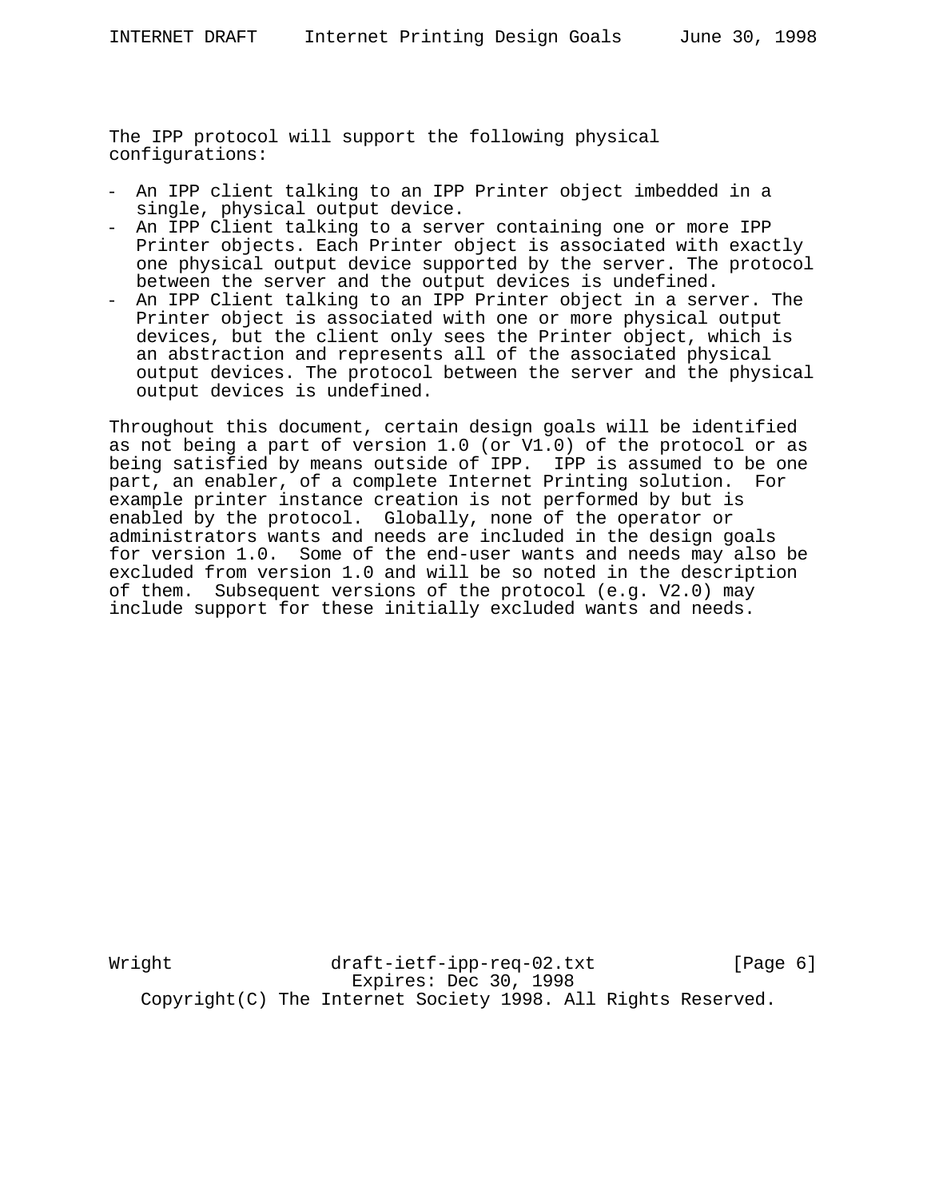The IPP protocol will support the following physical configurations:

- An IPP client talking to an IPP Printer object imbedded in a single, physical output device.
- An IPP Client talking to a server containing one or more IPP Printer objects. Each Printer object is associated with exactly one physical output device supported by the server. The protocol between the server and the output devices is undefined.
- An IPP Client talking to an IPP Printer object in a server. The Printer object is associated with one or more physical output devices, but the client only sees the Printer object, which is an abstraction and represents all of the associated physical output devices. The protocol between the server and the physical output devices is undefined.

Throughout this document, certain design goals will be identified as not being a part of version 1.0 (or V1.0) of the protocol or as being satisfied by means outside of IPP. IPP is assumed to be one part, an enabler, of a complete Internet Printing solution. For example printer instance creation is not performed by but is enabled by the protocol. Globally, none of the operator or administrators wants and needs are included in the design goals for version 1.0. Some of the end-user wants and needs may also be excluded from version 1.0 and will be so noted in the description of them. Subsequent versions of the protocol (e.g. V2.0) may include support for these initially excluded wants and needs.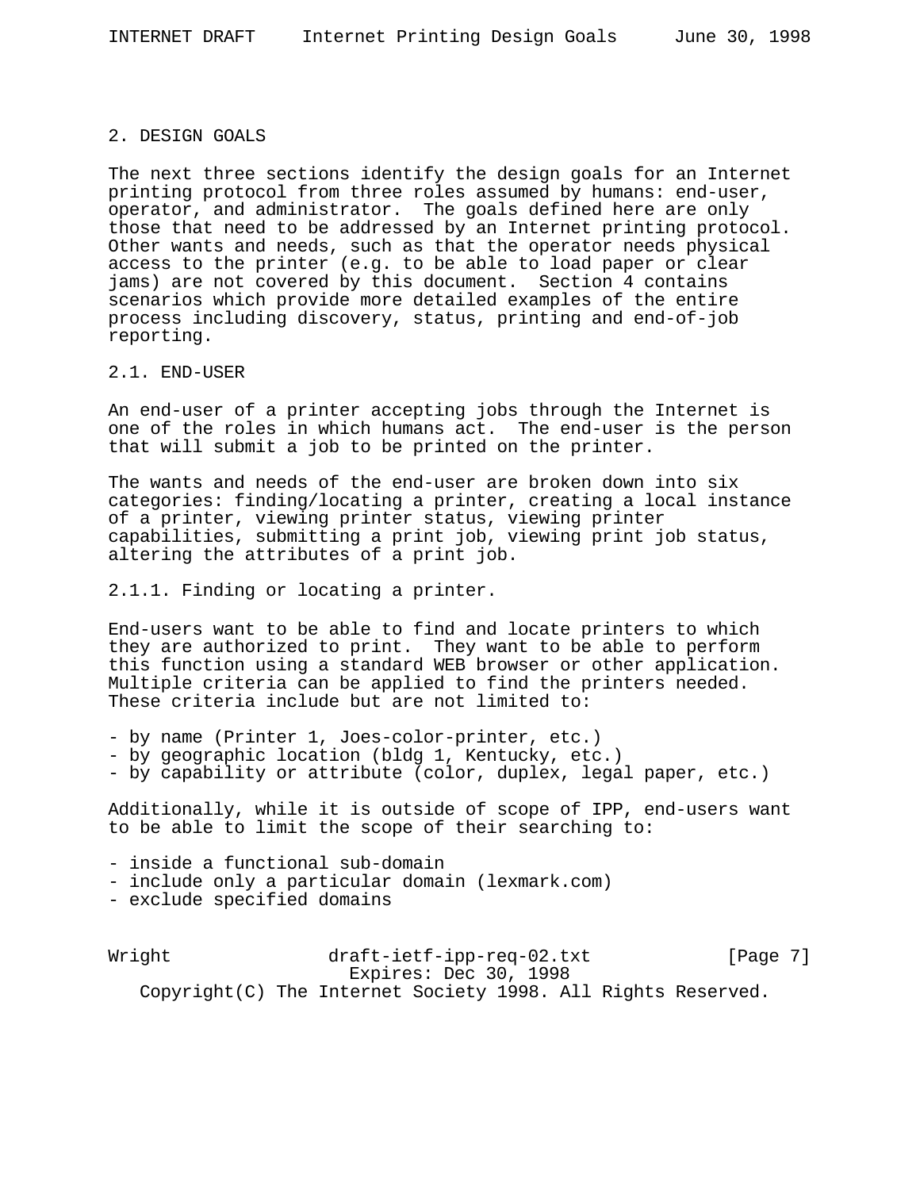## 2. DESIGN GOALS

The next three sections identify the design goals for an Internet printing protocol from three roles assumed by humans: end-user, operator, and administrator. The goals defined here are only those that need to be addressed by an Internet printing protocol. Other wants and needs, such as that the operator needs physical access to the printer (e.g. to be able to load paper or clear jams) are not covered by this document. Section 4 contains scenarios which provide more detailed examples of the entire process including discovery, status, printing and end-of-job reporting.

### 2.1. END-USER

An end-user of a printer accepting jobs through the Internet is one of the roles in which humans act. The end-user is the person that will submit a job to be printed on the printer.

The wants and needs of the end-user are broken down into six categories: finding/locating a printer, creating a local instance of a printer, viewing printer status, viewing printer capabilities, submitting a print job, viewing print job status, altering the attributes of a print job.

#### 2.1.1. Finding or locating a printer.

End-users want to be able to find and locate printers to which they are authorized to print. They want to be able to perform this function using a standard WEB browser or other application. Multiple criteria can be applied to find the printers needed. These criteria include but are not limited to:

- by name (Printer 1, Joes-color-printer, etc.)
- by geographic location (bldg 1, Kentucky, etc.)
- by capability or attribute (color, duplex, legal paper, etc.)

Additionally, while it is outside of scope of IPP, end-users want to be able to limit the scope of their searching to:

- inside a functional sub-domain
- include only a particular domain (lexmark.com)
- exclude specified domains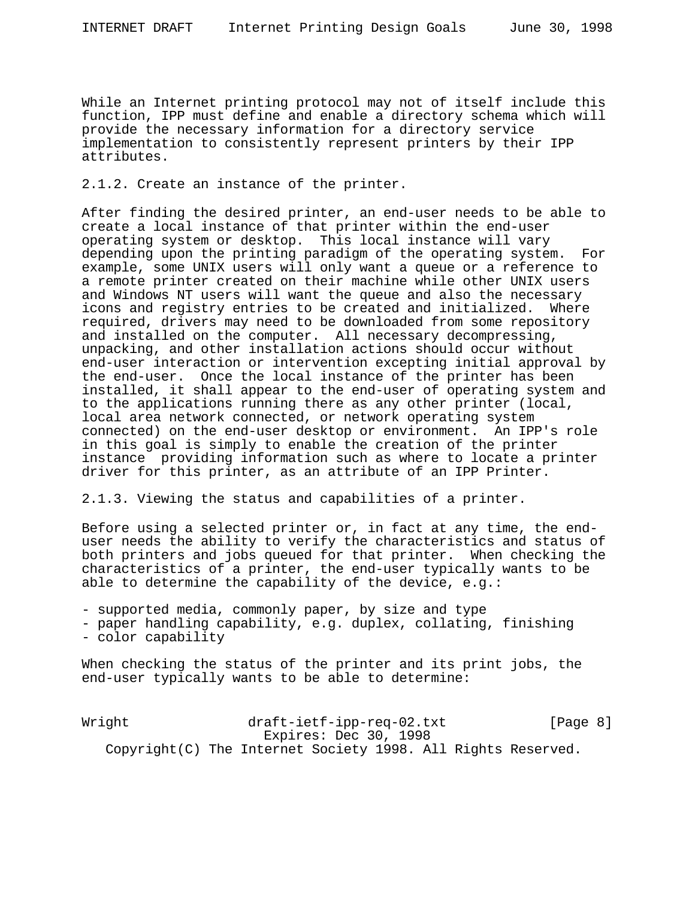While an Internet printing protocol may not of itself include this function, IPP must define and enable a directory schema which will provide the necessary information for a directory service implementation to consistently represent printers by their IPP attributes.

### 2.1.2. Create an instance of the printer.

After finding the desired printer, an end-user needs to be able to create a local instance of that printer within the end-user operating system or desktop. This local instance will vary depending upon the printing paradigm of the operating system. For example, some UNIX users will only want a queue or a reference to a remote printer created on their machine while other UNIX users and Windows NT users will want the queue and also the necessary icons and registry entries to be created and initialized. Where required, drivers may need to be downloaded from some repository and installed on the computer. All necessary decompressing, unpacking, and other installation actions should occur without end-user interaction or intervention excepting initial approval by the end-user. Once the local instance of the printer has been installed, it shall appear to the end-user of operating system and to the applications running there as any other printer (local, local area network connected, or network operating system connected) on the end-user desktop or environment. An IPP's role in this goal is simply to enable the creation of the printer instance providing information such as where to locate a printer driver for this printer, as an attribute of an IPP Printer.

### 2.1.3. Viewing the status and capabilities of a printer.

Before using a selected printer or, in fact at any time, the end-user needs the ability to verify the characteristics and status of both printers and jobs queued for that printer. When checking the characteristics of a printer, the end-user typically wants to be able to determine the capability of the device, e.g.:

- supported media, commonly paper, by size and type
- paper handling capability, e.g. duplex, collating, finishing
- color capability

When checking the status of the printer and its print jobs, the end-user typically wants to be able to determine: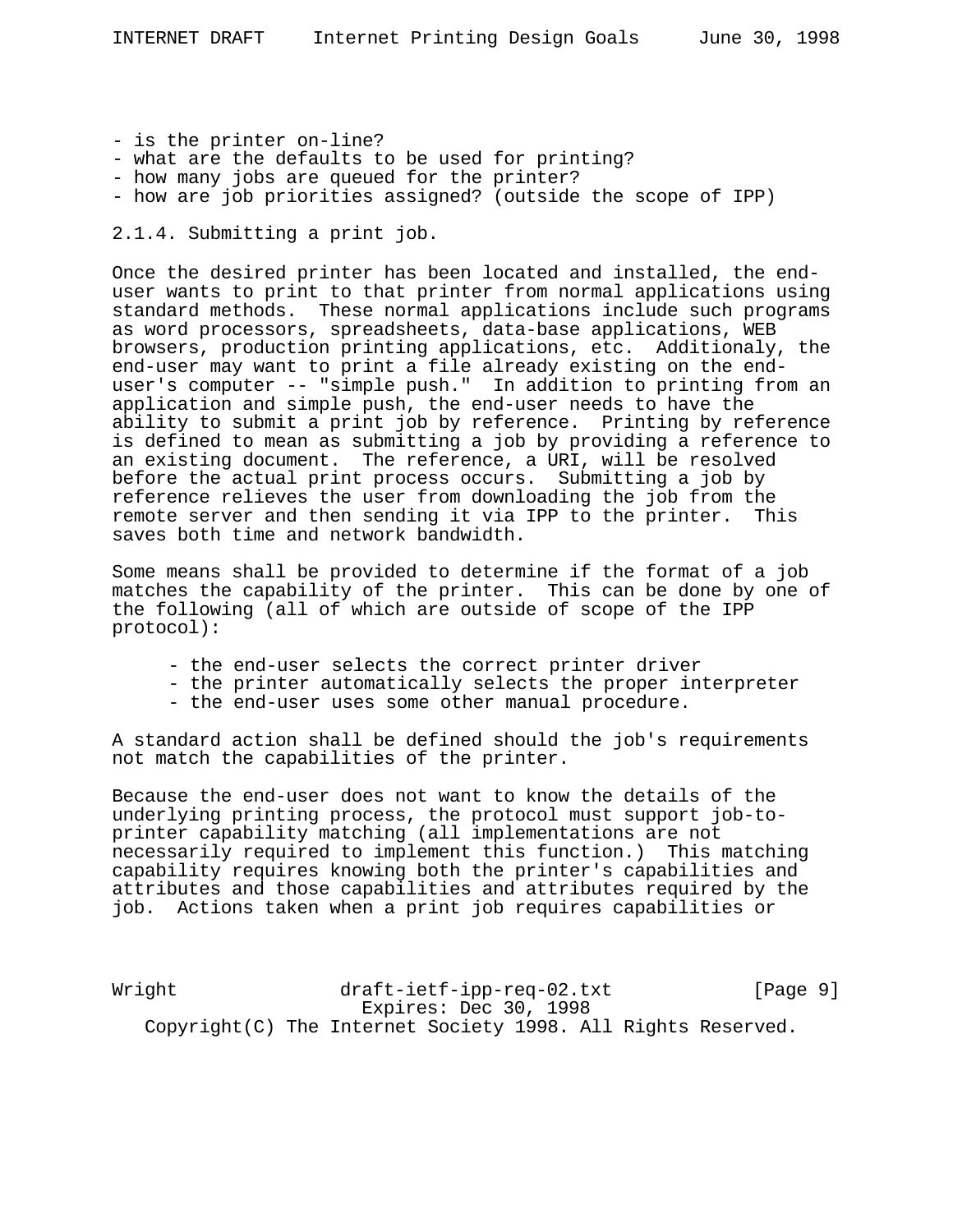- is the printer on-line?
- what are the defaults to be used for printing?
- how many jobs are queued for the printer?
- how are job priorities assigned? (outside the scope of IPP)

### 2.1.4. Submitting a print job.

Once the desired printer has been located and installed, the end-user wants to print to that printer from normal applications using standard methods. These normal applications include such programs as word processors, spreadsheets, data-base applications, WEB browsers, production printing applications, etc. Additionaly, the end-user may want to print a file already existing on the end-user's computer -- "simple push." In addition to printing from an application and simple push, the end-user needs to have the ability to submit a print job by reference. Printing by reference is defined to mean as submitting a job by providing a reference to an existing document. The reference, a URI, will be resolved before the actual print process occurs. Submitting a job by reference relieves the user from downloading the job from the remote server and then sending it via IPP to the printer. This saves both time and network bandwidth.

Some means shall be provided to determine if the format of a job matches the capability of the printer. This can be done by one of the following (all of which are outside of scope of the IPP protocol):

- the end-user selects the correct printer driver
- the printer automatically selects the proper interpreter
- the end-user uses some other manual procedure.

A standard action shall be defined should the job's requirements not match the capabilities of the printer.

Because the end-user does not want to know the details of the underlying printing process, the protocol must support job-to-printer capability matching (all implementations are not necessarily required to implement this function.) This matching capability requires knowing both the printer's capabilities and attributes and those capabilities and attributes required by the job. Actions taken when a print job requires capabilities or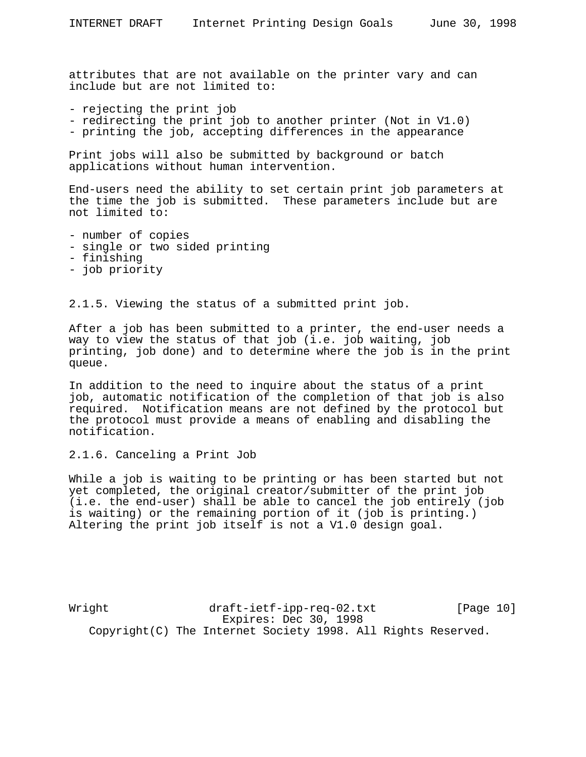attributes that are not available on the printer vary and can include but are not limited to:

- rejecting the print job
- redirecting the print job to another printer (Not in V1.0)
- printing the job, accepting differences in the appearance

Print jobs will also be submitted by background or batch applications without human intervention.

End-users need the ability to set certain print job parameters at the time the job is submitted.  These parameters include but are not limited to:

- number of copies
- single or two sided printing
- finishing
- job priority

### 2.1.5. Viewing the status of a submitted print job.

After a job has been submitted to a printer, the end-user needs a way to view the status of that job (i.e. job waiting, job printing, job done) and to determine where the job is in the print queue.

In addition to the need to inquire about the status of a print job, automatic notification of the completion of that job is also required.  Notification means are not defined by the protocol but the protocol must provide a means of enabling and disabling the notification.

### 2.1.6. Canceling a Print Job

While a job is waiting to be printing or has been started but not yet completed, the original creator/submitter of the print job (i.e. the end-user) shall be able to cancel the job entirely (job is waiting) or the remaining portion of it (job is printing.) Altering the print job itself is not a V1.0 design goal.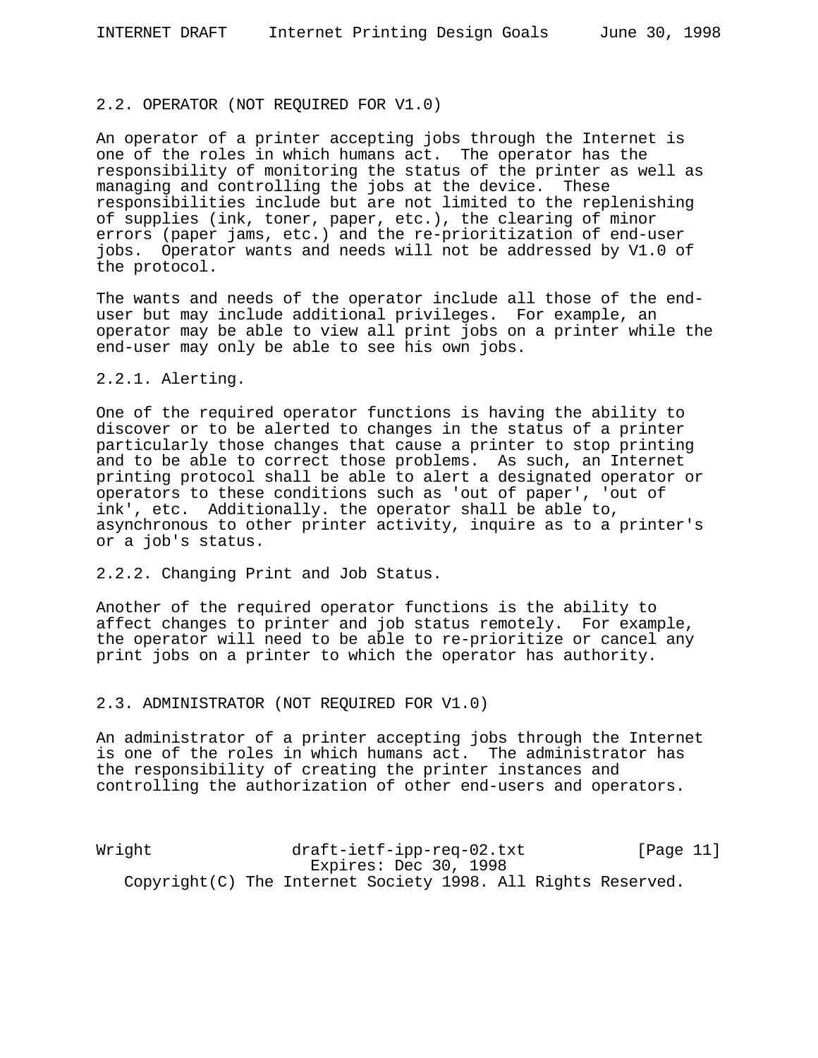## 2.2. OPERATOR (NOT REQUIRED FOR V1.0)

An operator of a printer accepting jobs through the Internet is one of the roles in which humans act. The operator has the responsibility of monitoring the status of the printer as well as managing and controlling the jobs at the device. These responsibilities include but are not limited to the replenishing of supplies (ink, toner, paper, etc.), the clearing of minor errors (paper jams, etc.) and the re-prioritization of end-user jobs. Operator wants and needs will not be addressed by V1.0 of the protocol.

The wants and needs of the operator include all those of the end-user but may include additional privileges. For example, an operator may be able to view all print jobs on a printer while the end-user may only be able to see his own jobs.

### 2.2.1. Alerting.

One of the required operator functions is having the ability to discover or to be alerted to changes in the status of a printer particularly those changes that cause a printer to stop printing and to be able to correct those problems. As such, an Internet printing protocol shall be able to alert a designated operator or operators to these conditions such as 'out of paper', 'out of ink', etc. Additionally. the operator shall be able to, asynchronous to other printer activity, inquire as to a printer's or a job's status.

### 2.2.2. Changing Print and Job Status.

Another of the required operator functions is the ability to affect changes to printer and job status remotely. For example, the operator will need to be able to re-prioritize or cancel any print jobs on a printer to which the operator has authority.

## 2.3. ADMINISTRATOR (NOT REQUIRED FOR V1.0)

An administrator of a printer accepting jobs through the Internet is one of the roles in which humans act. The administrator has the responsibility of creating the printer instances and controlling the authorization of other end-users and operators.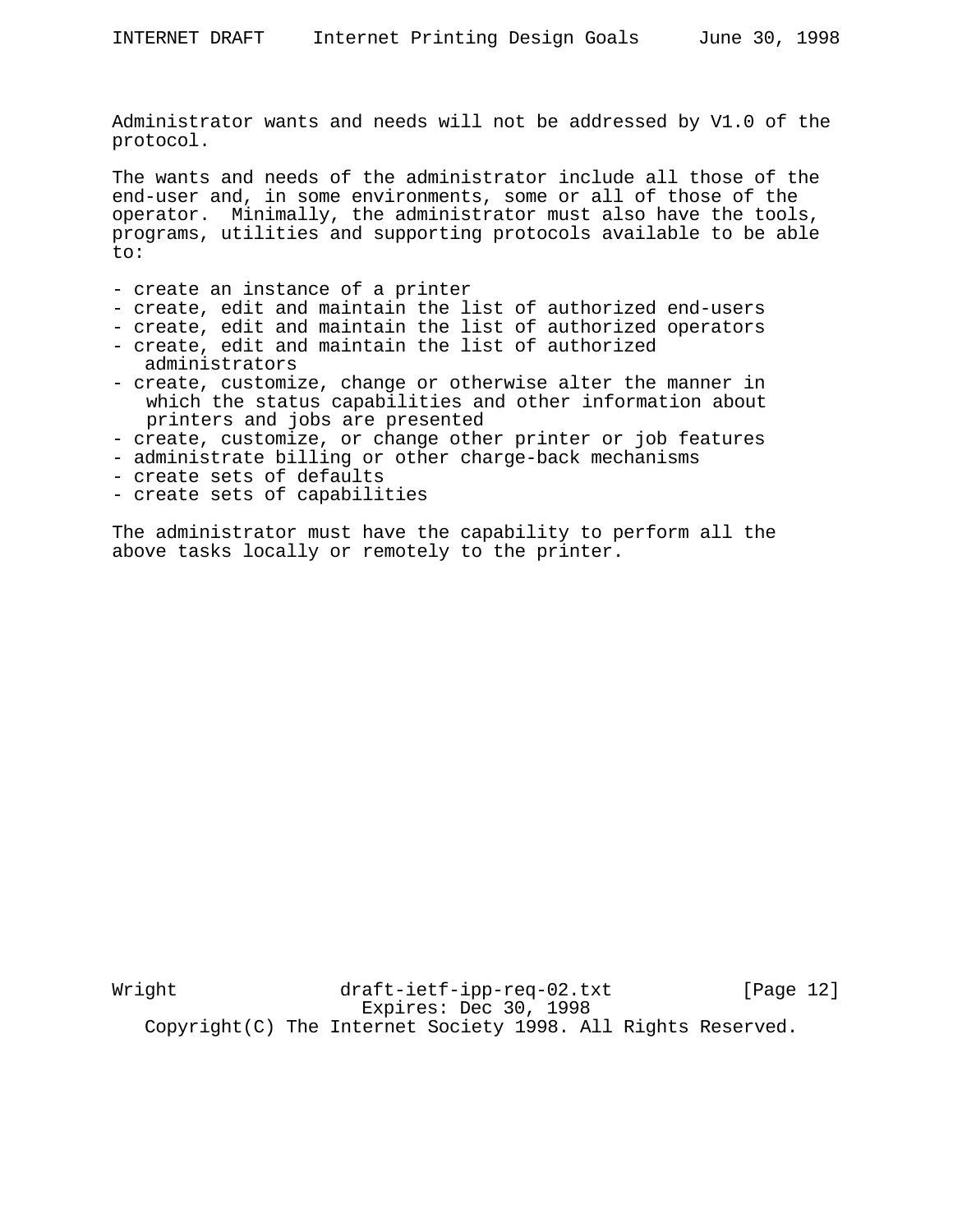Administrator wants and needs will not be addressed by V1.0 of the protocol.

The wants and needs of the administrator include all those of the end-user and, in some environments, some or all of those of the operator. Minimally, the administrator must also have the tools, programs, utilities and supporting protocols available to be able to:

- create an instance of a printer
- create, edit and maintain the list of authorized end-users
- create, edit and maintain the list of authorized operators
- create, edit and maintain the list of authorized administrators
- create, customize, change or otherwise alter the manner in which the status capabilities and other information about printers and jobs are presented
- create, customize, or change other printer or job features
- administrate billing or other charge-back mechanisms
- create sets of defaults
- create sets of capabilities

The administrator must have the capability to perform all the above tasks locally or remotely to the printer.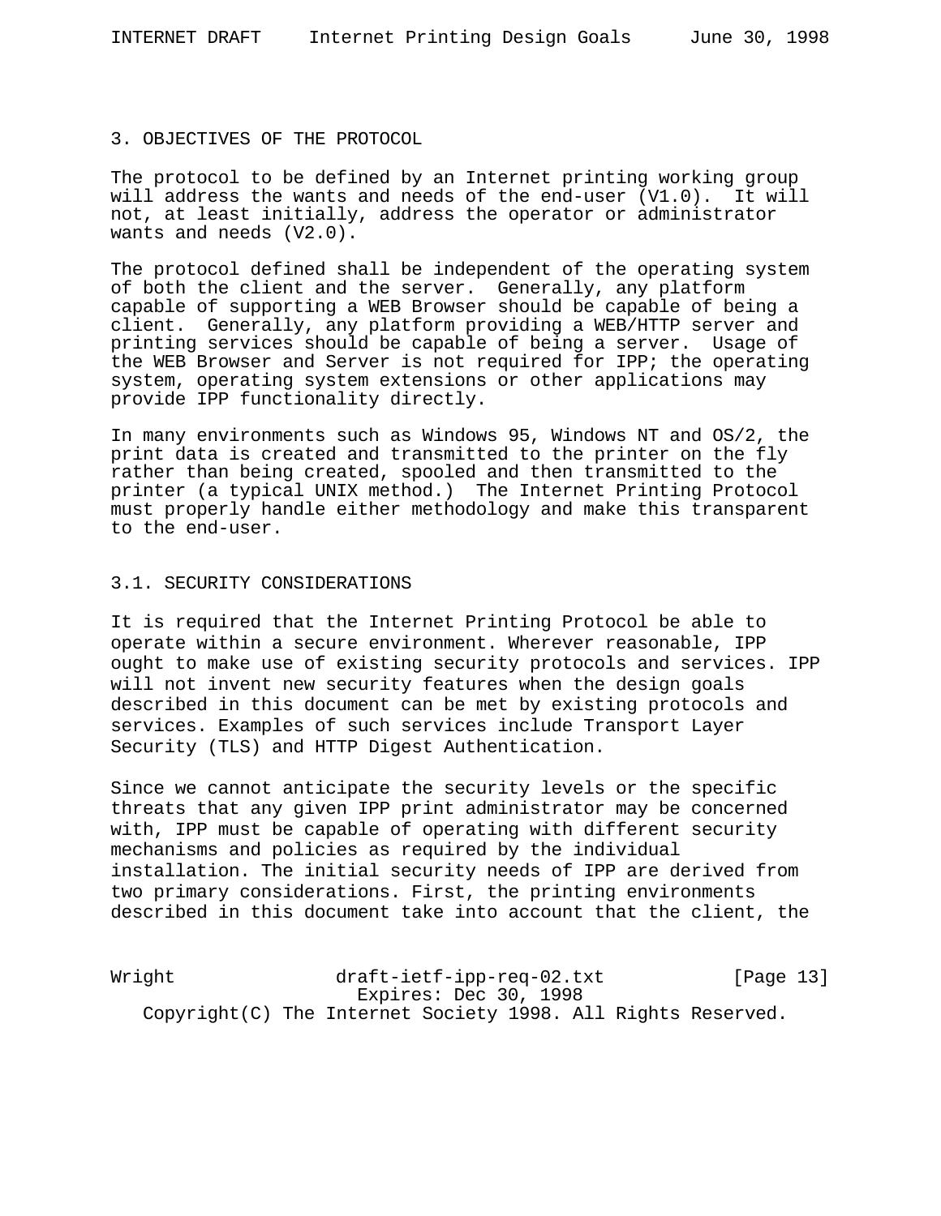## 3. OBJECTIVES OF THE PROTOCOL

The protocol to be defined by an Internet printing working group will address the wants and needs of the end-user (V1.0). It will not, at least initially, address the operator or administrator wants and needs (V2.0).

The protocol defined shall be independent of the operating system of both the client and the server. Generally, any platform capable of supporting a WEB Browser should be capable of being a client. Generally, any platform providing a WEB/HTTP server and printing services should be capable of being a server. Usage of the WEB Browser and Server is not required for IPP; the operating system, operating system extensions or other applications may provide IPP functionality directly.

In many environments such as Windows 95, Windows NT and OS/2, the print data is created and transmitted to the printer on the fly rather than being created, spooled and then transmitted to the printer (a typical UNIX method.) The Internet Printing Protocol must properly handle either methodology and make this transparent to the end-user.

### 3.1. SECURITY CONSIDERATIONS

It is required that the Internet Printing Protocol be able to operate within a secure environment. Wherever reasonable, IPP ought to make use of existing security protocols and services. IPP will not invent new security features when the design goals described in this document can be met by existing protocols and services. Examples of such services include Transport Layer Security (TLS) and HTTP Digest Authentication.

Since we cannot anticipate the security levels or the specific threats that any given IPP print administrator may be concerned with, IPP must be capable of operating with different security mechanisms and policies as required by the individual installation. The initial security needs of IPP are derived from two primary considerations. First, the printing environments described in this document take into account that the client, the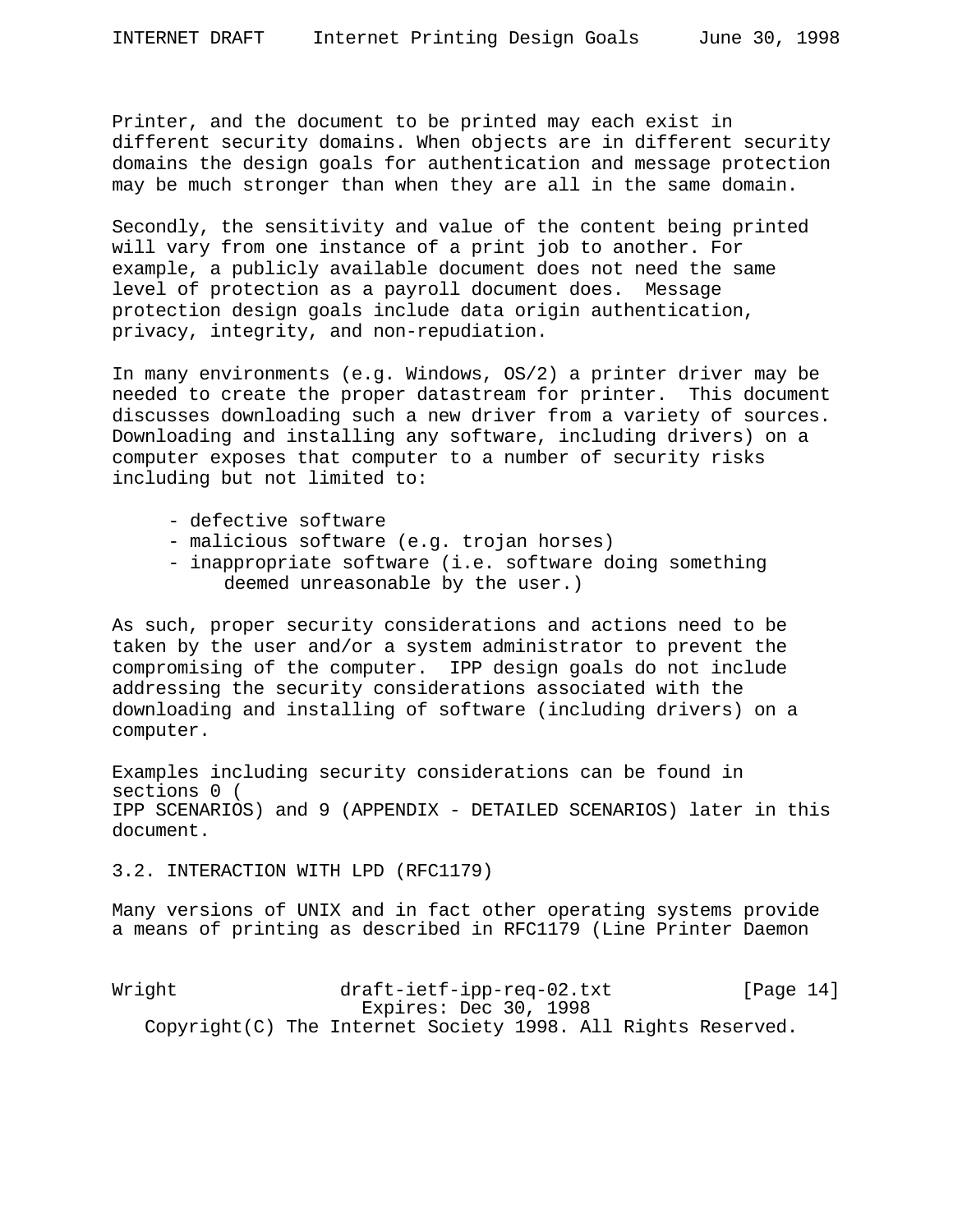Printer, and the document to be printed may each exist in different security domains. When objects are in different security domains the design goals for authentication and message protection may be much stronger than when they are all in the same domain.

Secondly, the sensitivity and value of the content being printed will vary from one instance of a print job to another. For example, a publicly available document does not need the same level of protection as a payroll document does. Message protection design goals include data origin authentication, privacy, integrity, and non-repudiation.

In many environments (e.g. Windows, OS/2) a printer driver may be needed to create the proper datastream for printer. This document discusses downloading such a new driver from a variety of sources. Downloading and installing any software, including drivers) on a computer exposes that computer to a number of security risks including but not limited to:

- defective software
- malicious software (e.g. trojan horses)
- inappropriate software (i.e. software doing something deemed unreasonable by the user.)

As such, proper security considerations and actions need to be taken by the user and/or a system administrator to prevent the compromising of the computer. IPP design goals do not include addressing the security considerations associated with the downloading and installing of software (including drivers) on a computer.

Examples including security considerations can be found in sections 0 (
IPP SCENARIOS) and 9 (APPENDIX - DETAILED SCENARIOS) later in this document.

## 3.2. INTERACTION WITH LPD (RFC1179)

Many versions of UNIX and in fact other operating systems provide a means of printing as described in RFC1179 (Line Printer Daemon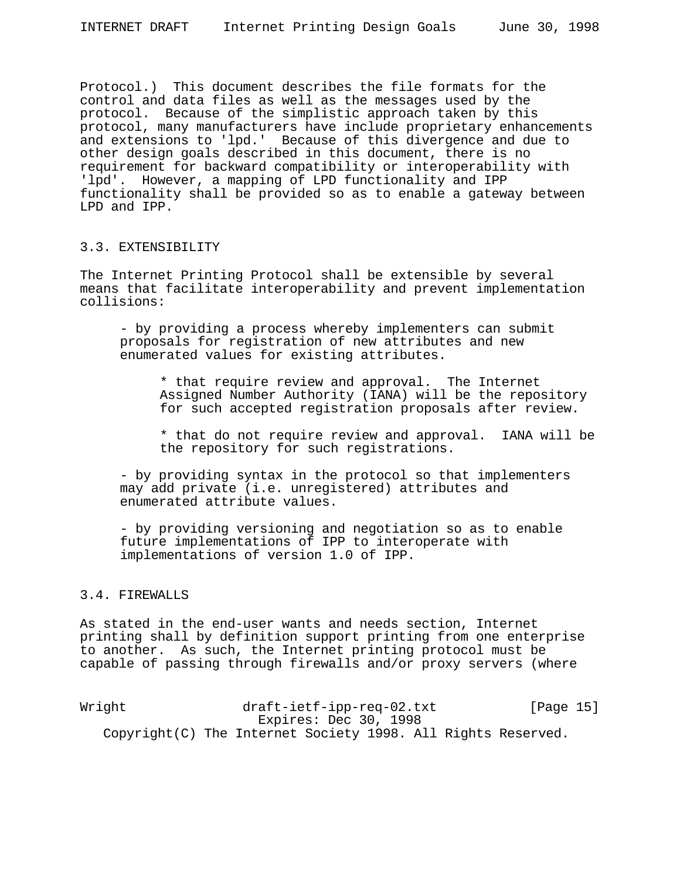Protocol.)  This document describes the file formats for the control and data files as well as the messages used by the protocol.  Because of the simplistic approach taken by this protocol, many manufacturers have include proprietary enhancements and extensions to 'lpd.'  Because of this divergence and due to other design goals described in this document, there is no requirement for backward compatibility or interoperability with 'lpd'.  However, a mapping of LPD functionality and IPP functionality shall be provided so as to enable a gateway between LPD and IPP.

### 3.3. EXTENSIBILITY

The Internet Printing Protocol shall be extensible by several means that facilitate interoperability and prevent implementation collisions:

- by providing a process whereby implementers can submit proposals for registration of new attributes and new enumerated values for existing attributes.

    * that require review and approval.  The Internet Assigned Number Authority (IANA) will be the repository for such accepted registration proposals after review.

    * that do not require review and approval.  IANA will be the repository for such registrations.

- by providing syntax in the protocol so that implementers may add private (i.e. unregistered) attributes and enumerated attribute values.

- by providing versioning and negotiation so as to enable future implementations of IPP to interoperate with implementations of version 1.0 of IPP.

### 3.4. FIREWALLS

As stated in the end-user wants and needs section, Internet printing shall by definition support printing from one enterprise to another.  As such, the Internet printing protocol must be capable of passing through firewalls and/or proxy servers (where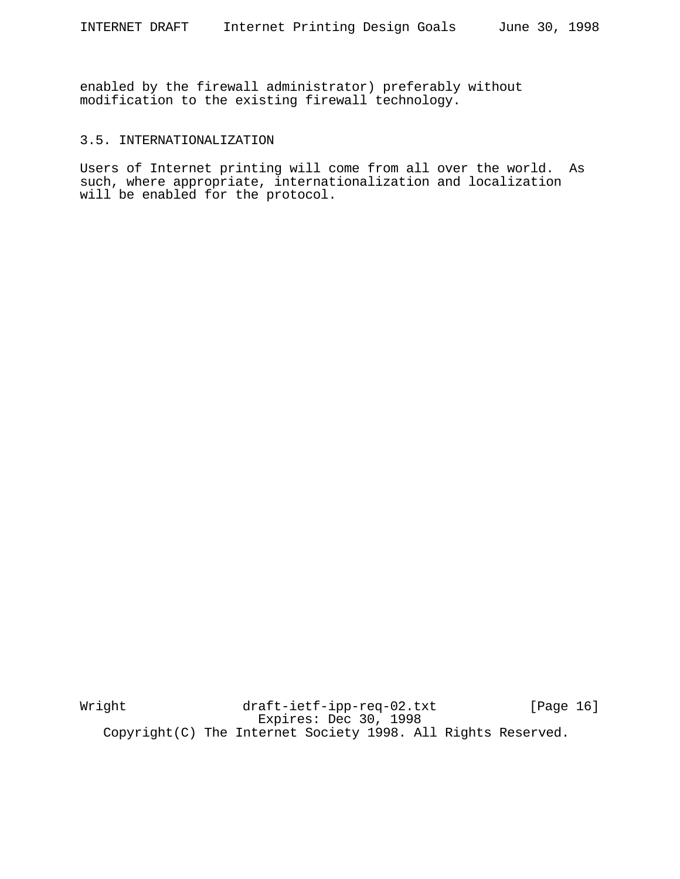enabled by the firewall administrator) preferably without modification to the existing firewall technology.

### 3.5. INTERNATIONALIZATION

Users of Internet printing will come from all over the world. As such, where appropriate, internationalization and localization will be enabled for the protocol.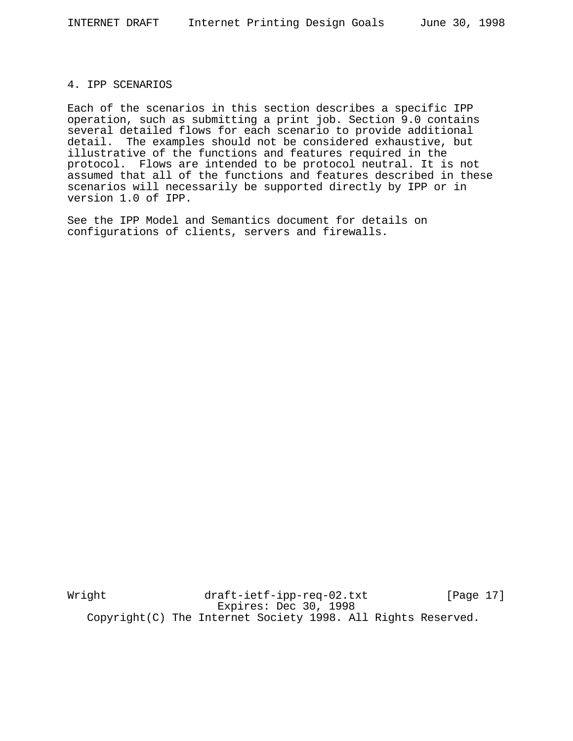## 4. IPP SCENARIOS

Each of the scenarios in this section describes a specific IPP operation, such as submitting a print job. Section 9.0 contains several detailed flows for each scenario to provide additional detail. The examples should not be considered exhaustive, but illustrative of the functions and features required in the protocol. Flows are intended to be protocol neutral. It is not assumed that all of the functions and features described in these scenarios will necessarily be supported directly by IPP or in version 1.0 of IPP.

See the IPP Model and Semantics document for details on configurations of clients, servers and firewalls.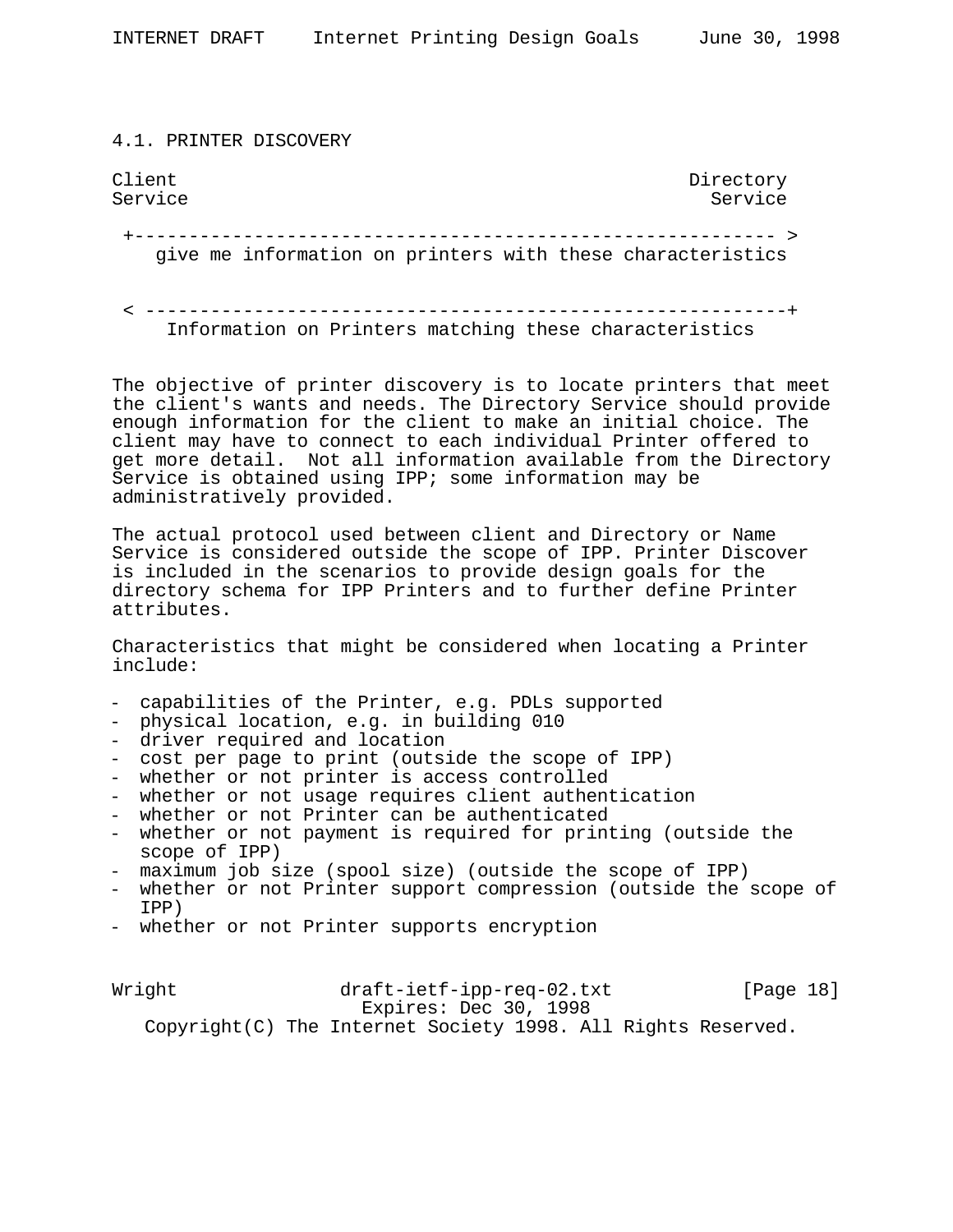## 4.1. PRINTER DISCOVERY

```
Client                                                  Directory
Service                                                   Service

 +---------------------------------------------------------- >
    give me information on printers with these characteristics


 < ----------------------------------------------------------+
     Information on Printers matching these characteristics
```

The objective of printer discovery is to locate printers that meet the client's wants and needs. The Directory Service should provide enough information for the client to make an initial choice. The client may have to connect to each individual Printer offered to get more detail. Not all information available from the Directory Service is obtained using IPP; some information may be administratively provided.

The actual protocol used between client and Directory or Name Service is considered outside the scope of IPP. Printer Discover is included in the scenarios to provide design goals for the directory schema for IPP Printers and to further define Printer attributes.

Characteristics that might be considered when locating a Printer include:

- capabilities of the Printer, e.g. PDLs supported
- physical location, e.g. in building 010
- driver required and location
- cost per page to print (outside the scope of IPP)
- whether or not printer is access controlled
- whether or not usage requires client authentication
- whether or not Printer can be authenticated
- whether or not payment is required for printing (outside the scope of IPP)
- maximum job size (spool size) (outside the scope of IPP)
- whether or not Printer support compression (outside the scope of IPP)
- whether or not Printer supports encryption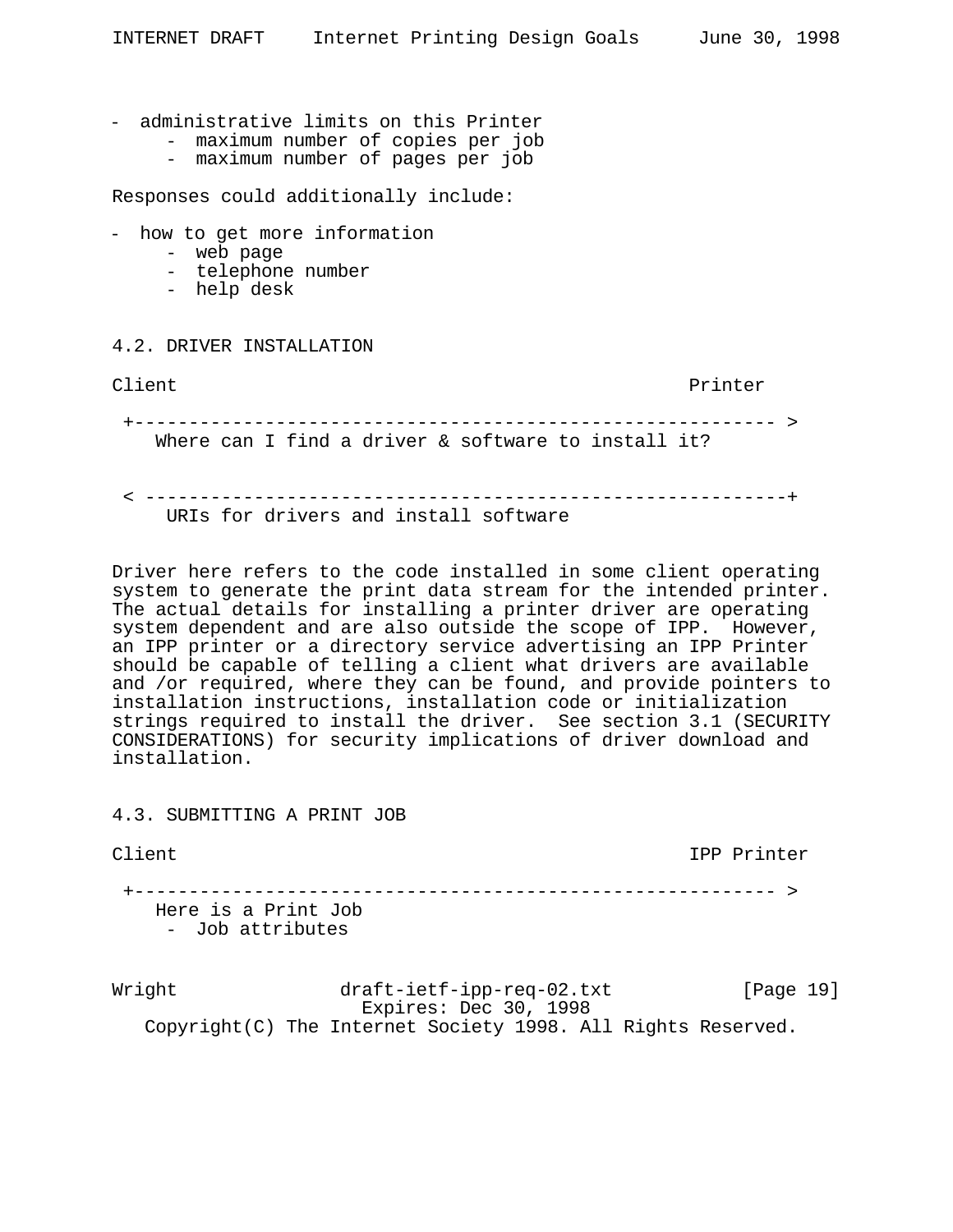- administrative limits on this Printer
    - maximum number of copies per job
    - maximum number of pages per job

Responses could additionally include:

- how to get more information
    - web page
    - telephone number
    - help desk

## 4.2. DRIVER INSTALLATION

```
Client                                                Printer

 +---------------------------------------------------------- >
    Where can I find a driver & software to install it?


 < ----------------------------------------------------------+
     URIs for drivers and install software
```

Driver here refers to the code installed in some client operating system to generate the print data stream for the intended printer. The actual details for installing a printer driver are operating system dependent and are also outside the scope of IPP. However, an IPP printer or a directory service advertising an IPP Printer should be capable of telling a client what drivers are available and /or required, where they can be found, and provide pointers to installation instructions, installation code or initialization strings required to install the driver. See section 3.1 (SECURITY CONSIDERATIONS) for security implications of driver download and installation.

## 4.3. SUBMITTING A PRINT JOB

```
Client                                                IPP Printer

 +---------------------------------------------------------- >
    Here is a Print Job
     -  Job attributes
```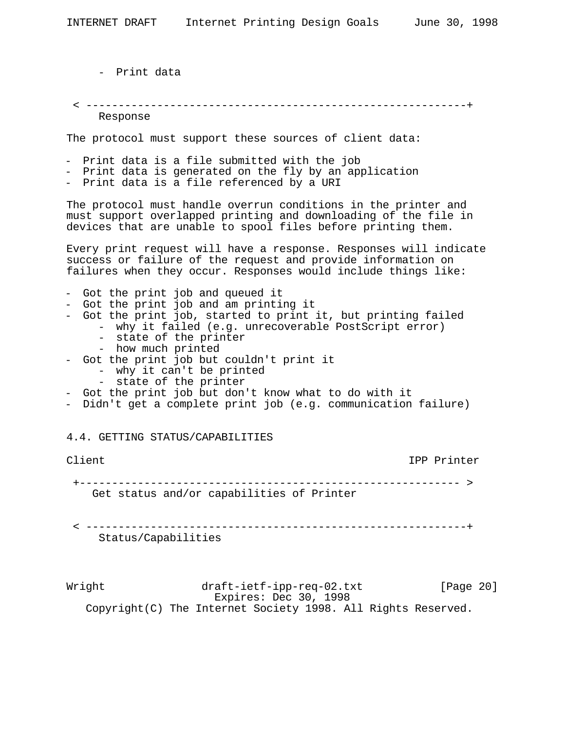```
     -  Print data


 < ----------------------------------------------------------+
     Response
```

The protocol must support these sources of client data:

- Print data is a file submitted with the job
- Print data is generated on the fly by an application
- Print data is a file referenced by a URI

The protocol must handle overrun conditions in the printer and must support overlapped printing and downloading of the file in devices that are unable to spool files before printing them.

Every print request will have a response. Responses will indicate success or failure of the request and provide information on failures when they occur. Responses would include things like:

- Got the print job and queued it
- Got the print job and am printing it
- Got the print job, started to print it, but printing failed
    - why it failed (e.g. unrecoverable PostScript error)
    - state of the printer
    - how much printed
- Got the print job but couldn't print it
    - why it can't be printed
    - state of the printer
- Got the print job but don't know what to do with it
- Didn't get a complete print job (e.g. communication failure)

## 4.4. GETTING STATUS/CAPABILITIES

```
Client                                                    IPP Printer

 +---------------------------------------------------------- >
    Get status and/or capabilities of Printer


 < ----------------------------------------------------------+
     Status/Capabilities
```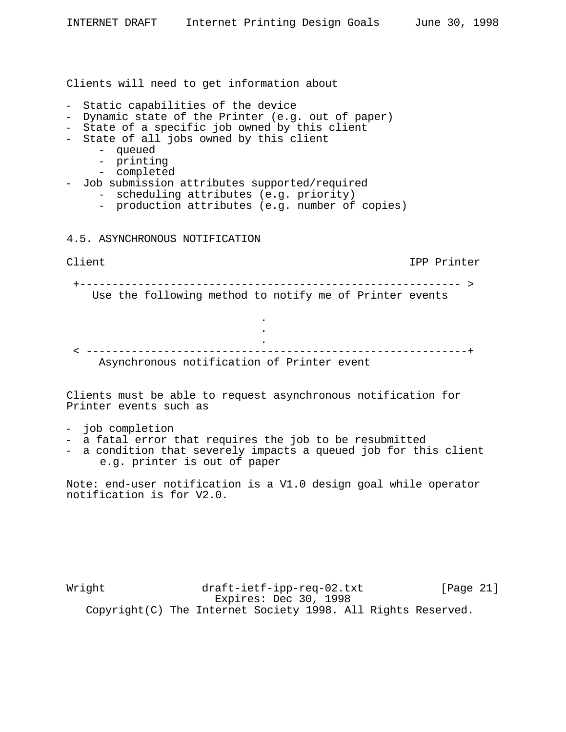Clients will need to get information about

- Static capabilities of the device
- Dynamic state of the Printer (e.g. out of paper)
- State of a specific job owned by this client
- State of all jobs owned by this client
    - queued
    - printing
    - completed
- Job submission attributes supported/required
    - scheduling attributes (e.g. priority)
    - production attributes (e.g. number of copies)

## 4.5. ASYNCHRONOUS NOTIFICATION

```
Client                                              IPP Printer

 +------------------------------------------------------------ >
    Use the following method to notify me of Printer events

                           .
                           .
                           .
 < ------------------------------------------------------------+
     Asynchronous notification of Printer event
```

Clients must be able to request asynchronous notification for Printer events such as

- job completion
- a fatal error that requires the job to be resubmitted
- a condition that severely impacts a queued job for this client e.g. printer is out of paper

Note: end-user notification is a V1.0 design goal while operator notification is for V2.0.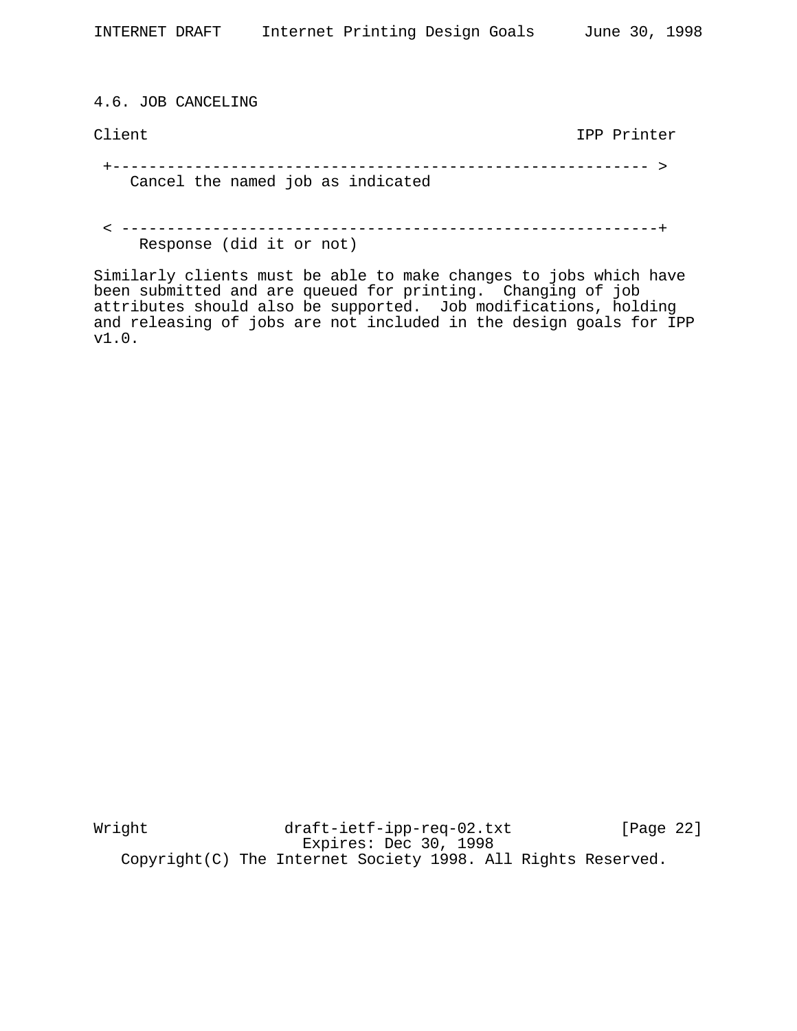### 4.6. JOB CANCELING

```
Client                                              IPP Printer

 +------------------------------------------------------------- >
    Cancel the named job as indicated


 < -------------------------------------------------------------+
     Response (did it or not)
```

Similarly clients must be able to make changes to jobs which have been submitted and are queued for printing. Changing of job attributes should also be supported. Job modifications, holding and releasing of jobs are not included in the design goals for IPP v1.0.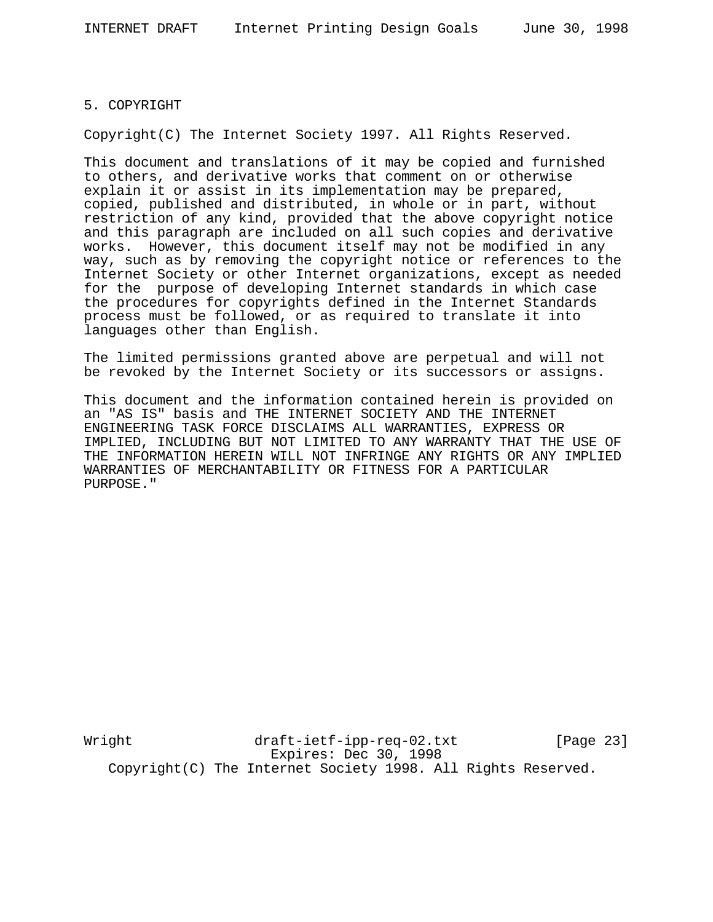## 5. COPYRIGHT

Copyright(C) The Internet Society 1997. All Rights Reserved.

This document and translations of it may be copied and furnished to others, and derivative works that comment on or otherwise explain it or assist in its implementation may be prepared, copied, published and distributed, in whole or in part, without restriction of any kind, provided that the above copyright notice and this paragraph are included on all such copies and derivative works. However, this document itself may not be modified in any way, such as by removing the copyright notice or references to the Internet Society or other Internet organizations, except as needed for the purpose of developing Internet standards in which case the procedures for copyrights defined in the Internet Standards process must be followed, or as required to translate it into languages other than English.

The limited permissions granted above are perpetual and will not be revoked by the Internet Society or its successors or assigns.

This document and the information contained herein is provided on an "AS IS" basis and THE INTERNET SOCIETY AND THE INTERNET ENGINEERING TASK FORCE DISCLAIMS ALL WARRANTIES, EXPRESS OR IMPLIED, INCLUDING BUT NOT LIMITED TO ANY WARRANTY THAT THE USE OF THE INFORMATION HEREIN WILL NOT INFRINGE ANY RIGHTS OR ANY IMPLIED WARRANTIES OF MERCHANTABILITY OR FITNESS FOR A PARTICULAR PURPOSE."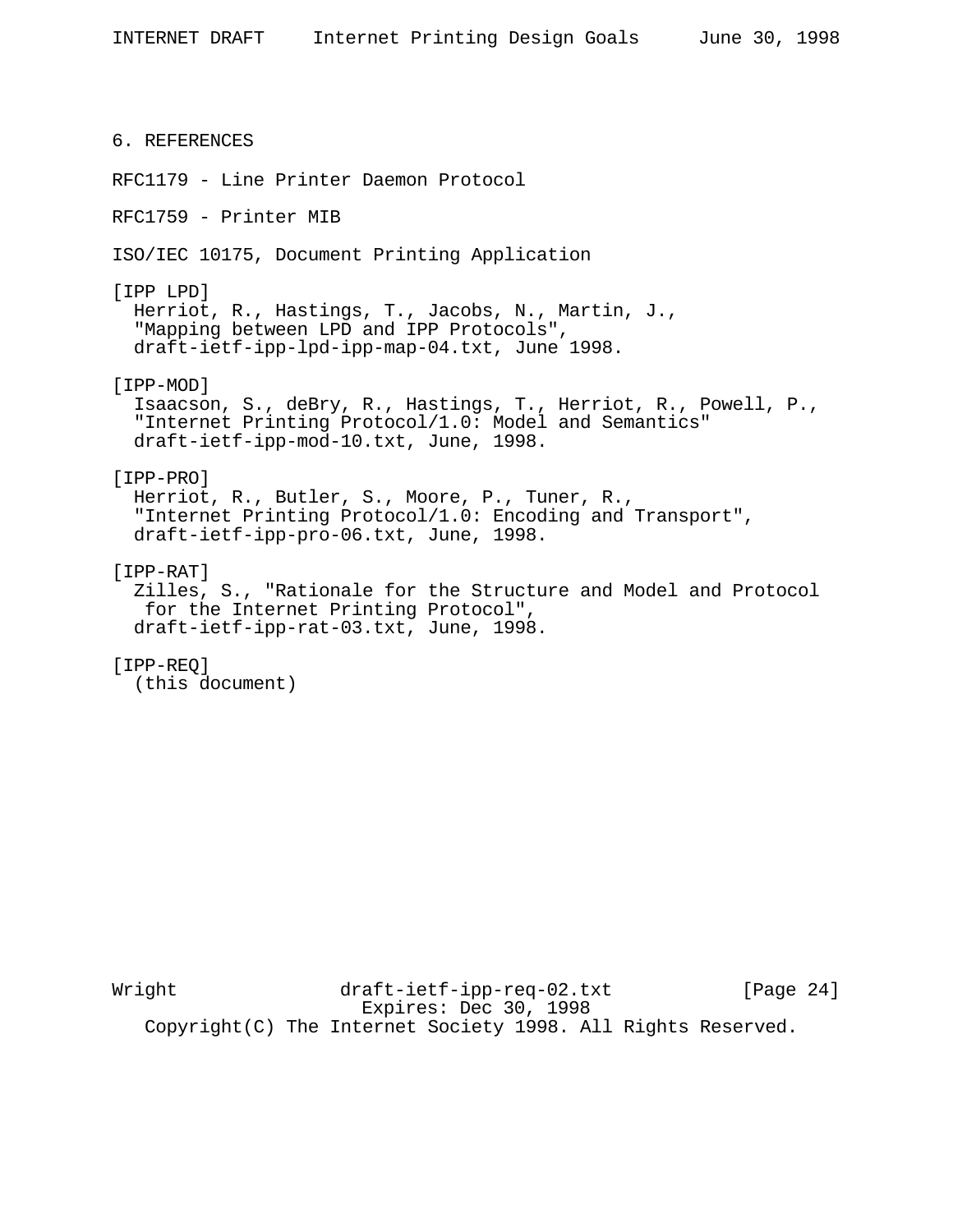## 6. REFERENCES

RFC1179 - Line Printer Daemon Protocol

RFC1759 - Printer MIB

ISO/IEC 10175, Document Printing Application

[IPP LPD]
Herriot, R., Hastings, T., Jacobs, N., Martin, J.,
"Mapping between LPD and IPP Protocols",
draft-ietf-ipp-lpd-ipp-map-04.txt, June 1998.

[IPP-MOD]
Isaacson, S., deBry, R., Hastings, T., Herriot, R., Powell, P.,
"Internet Printing Protocol/1.0: Model and Semantics"
draft-ietf-ipp-mod-10.txt, June, 1998.

[IPP-PRO]
Herriot, R., Butler, S., Moore, P., Tuner, R.,
"Internet Printing Protocol/1.0: Encoding and Transport",
draft-ietf-ipp-pro-06.txt, June, 1998.

[IPP-RAT]
Zilles, S., "Rationale for the Structure and Model and Protocol
for the Internet Printing Protocol",
draft-ietf-ipp-rat-03.txt, June, 1998.

[IPP-REQ]
(this document)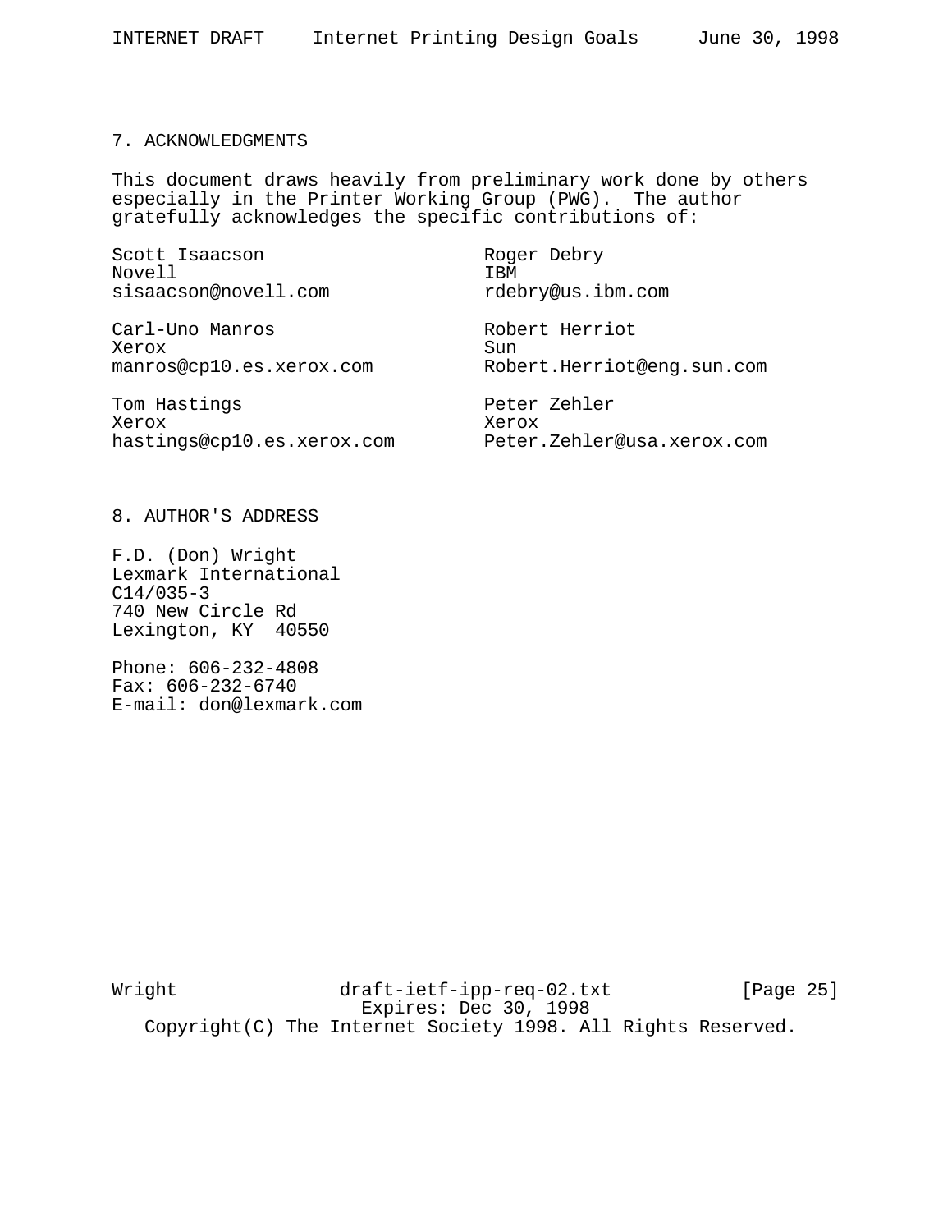## 7. ACKNOWLEDGMENTS

This document draws heavily from preliminary work done by others especially in the Printer Working Group (PWG). The author gratefully acknowledges the specific contributions of:

Scott Isaacson
Novell
sisaacson@novell.com

Roger Debry
IBM
rdebry@us.ibm.com

Carl-Uno Manros
Xerox
manros@cp10.es.xerox.com

Robert Herriot
Sun
Robert.Herriot@eng.sun.com

Tom Hastings
Xerox
hastings@cp10.es.xerox.com

Peter Zehler
Xerox
Peter.Zehler@usa.xerox.com

## 8. AUTHOR'S ADDRESS

F.D. (Don) Wright
Lexmark International
C14/035-3
740 New Circle Rd
Lexington, KY 40550

Phone: 606-232-4808
Fax: 606-232-6740
E-mail: don@lexmark.com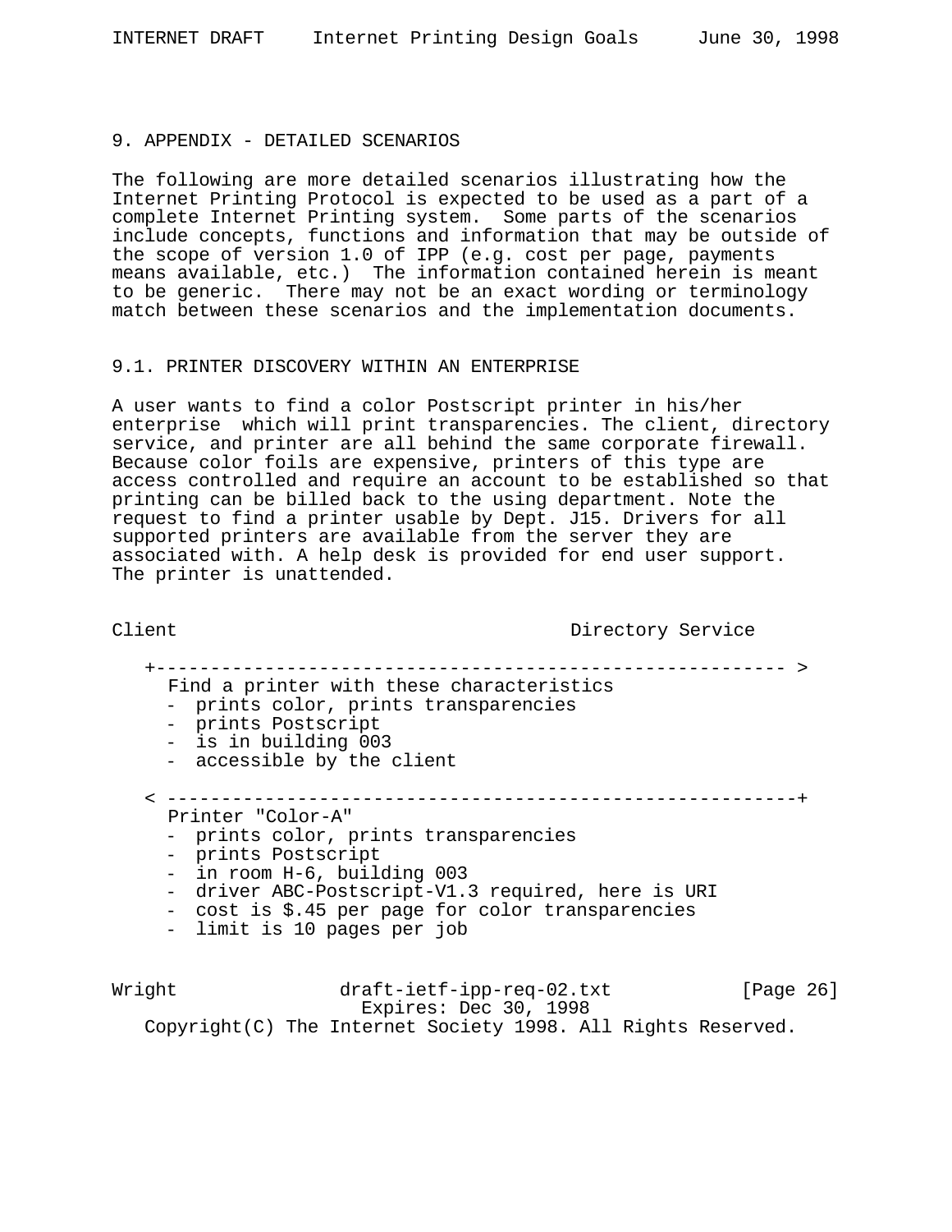## 9. APPENDIX - DETAILED SCENARIOS

The following are more detailed scenarios illustrating how the Internet Printing Protocol is expected to be used as a part of a complete Internet Printing system. Some parts of the scenarios include concepts, functions and information that may be outside of the scope of version 1.0 of IPP (e.g. cost per page, payments means available, etc.) The information contained herein is meant to be generic. There may not be an exact wording or terminology match between these scenarios and the implementation documents.

### 9.1. PRINTER DISCOVERY WITHIN AN ENTERPRISE

A user wants to find a color Postscript printer in his/her enterprise which will print transparencies. The client, directory service, and printer are all behind the same corporate firewall. Because color foils are expensive, printers of this type are access controlled and require an account to be established so that printing can be billed back to the using department. Note the request to find a printer usable by Dept. J15. Drivers for all supported printers are available from the server they are associated with. A help desk is provided for end user support. The printer is unattended.

```
Client                                       Directory Service

   +---------------------------------------------------------- >
     Find a printer with these characteristics
     -  prints color, prints transparencies
     -  prints Postscript
     -  is in building 003
     -  accessible by the client

   < ----------------------------------------------------------+
     Printer "Color-A"
     -  prints color, prints transparencies
     -  prints Postscript
     -  in room H-6, building 003
     -  driver ABC-Postscript-V1.3 required, here is URI
     -  cost is $.45 per page for color transparencies
     -  limit is 10 pages per job
```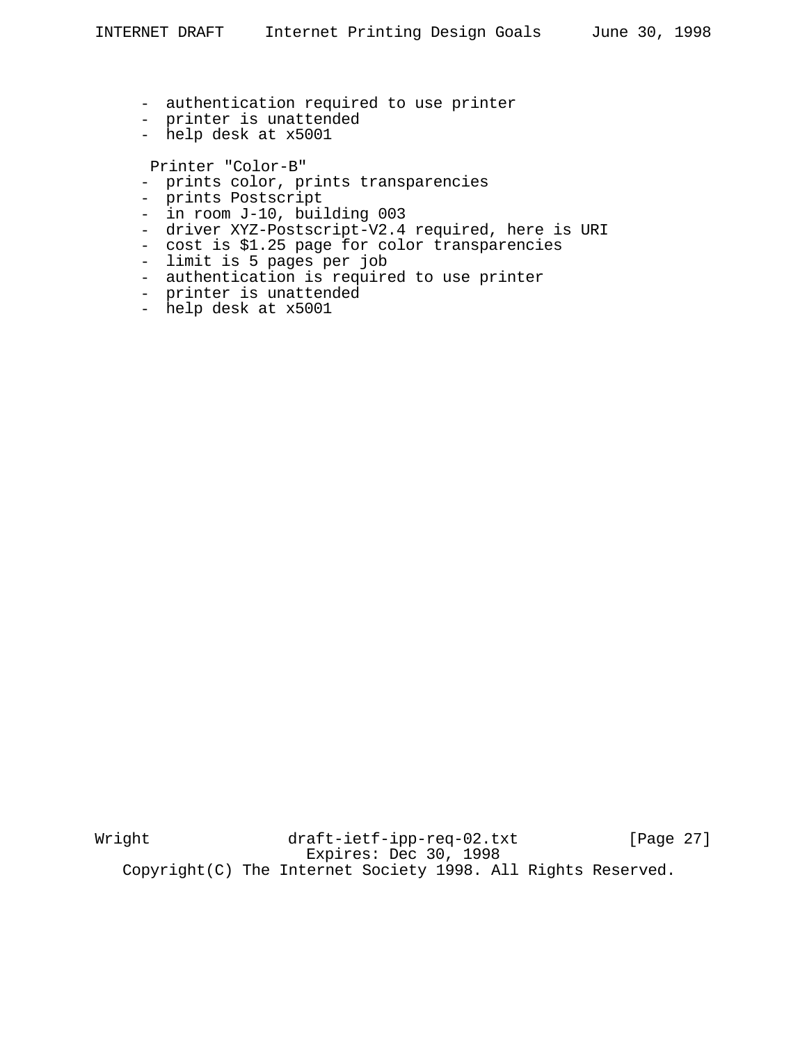- authentication required to use printer
- printer is unattended
- help desk at x5001

Printer "Color-B"

- prints color, prints transparencies
- prints Postscript
- in room J-10, building 003
- driver XYZ-Postscript-V2.4 required, here is URI
- cost is $1.25 page for color transparencies
- limit is 5 pages per job
- authentication is required to use printer
- printer is unattended
- help desk at x5001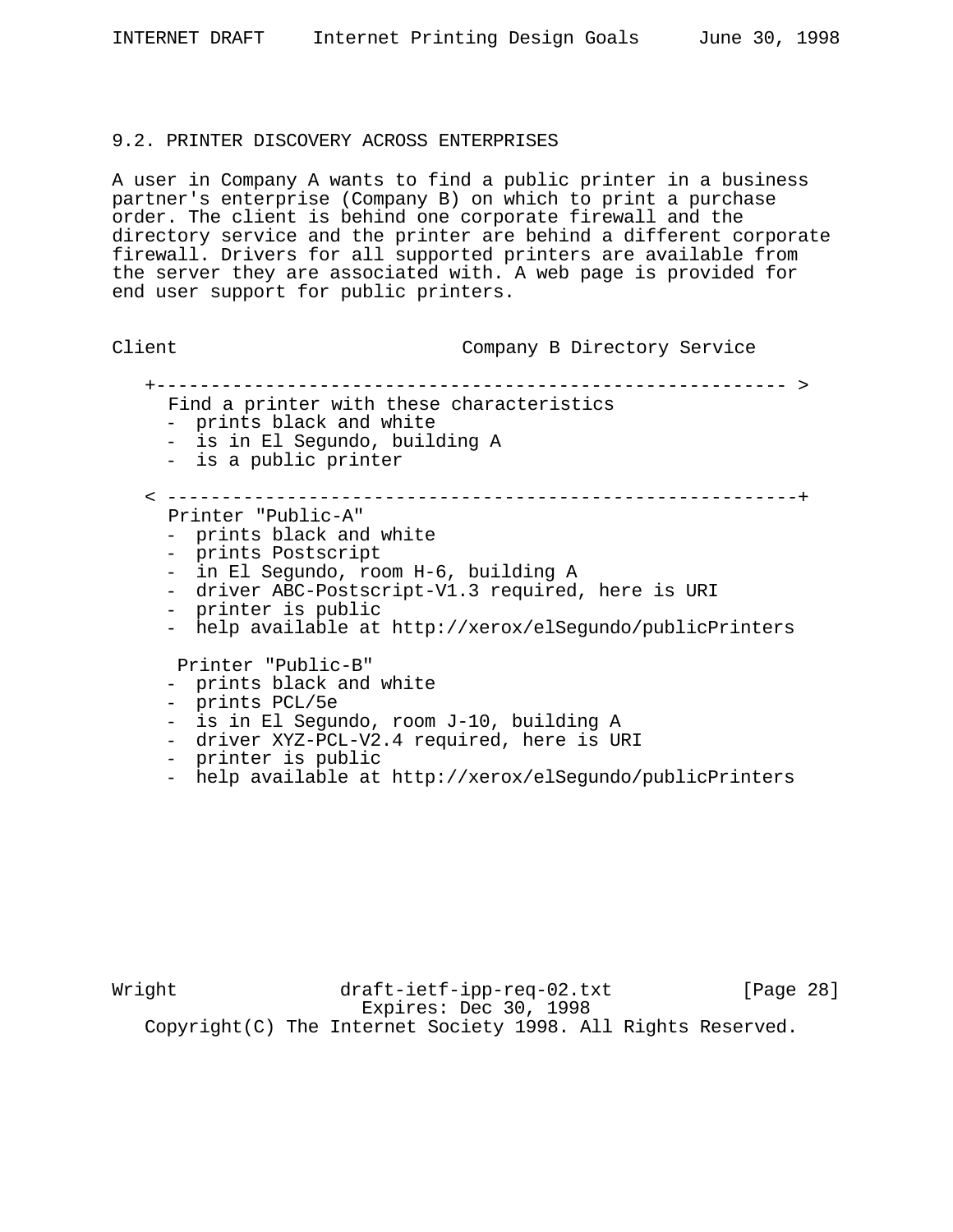### 9.2. PRINTER DISCOVERY ACROSS ENTERPRISES

A user in Company A wants to find a public printer in a business partner's enterprise (Company B) on which to print a purchase order. The client is behind one corporate firewall and the directory service and the printer are behind a different corporate firewall. Drivers for all supported printers are available from the server they are associated with. A web page is provided for end user support for public printers.

```
Client                          Company B Directory Service

   +---------------------------------------------------------- >
     Find a printer with these characteristics
     -  prints black and white
     -  is in El Segundo, building A
     -  is a public printer

   < ----------------------------------------------------------+
     Printer "Public-A"
     -  prints black and white
     -  prints Postscript
     -  in El Segundo, room H-6, building A
     -  driver ABC-Postscript-V1.3 required, here is URI
     -  printer is public
     -  help available at http://xerox/elSegundo/publicPrinters

      Printer "Public-B"
     -  prints black and white
     -  prints PCL/5e
     -  is in El Segundo, room J-10, building A
     -  driver XYZ-PCL-V2.4 required, here is URI
     -  printer is public
     -  help available at http://xerox/elSegundo/publicPrinters
```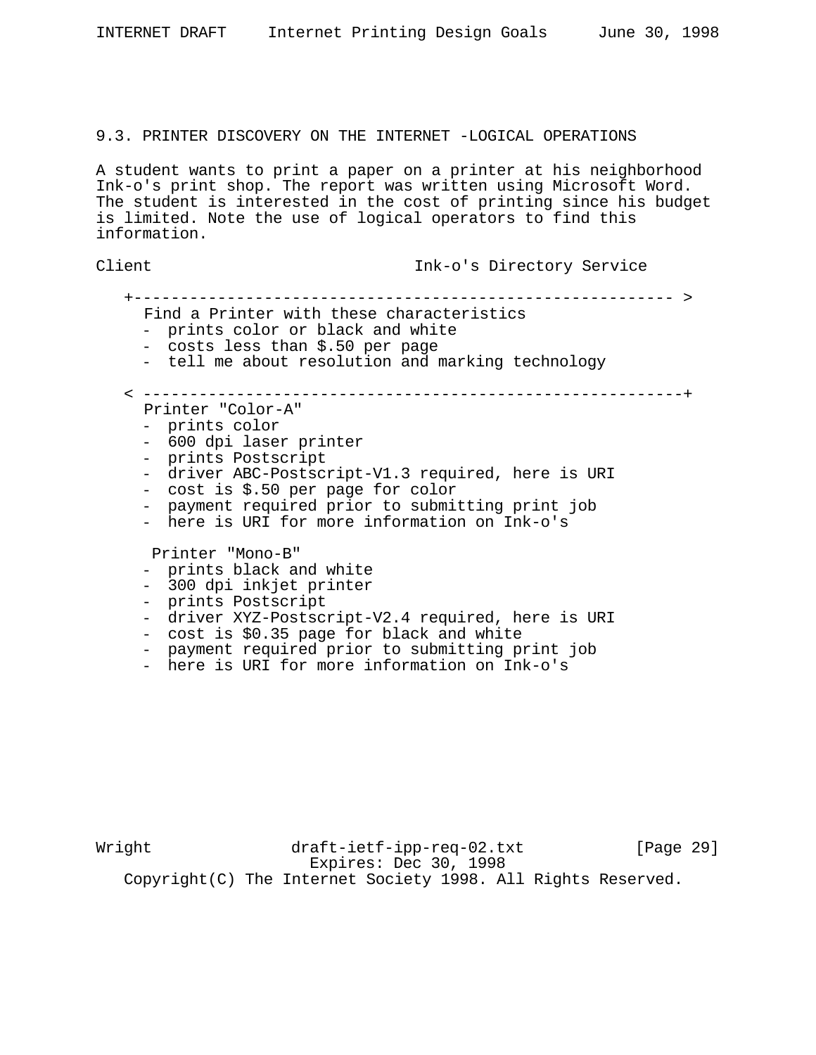### 9.3. PRINTER DISCOVERY ON THE INTERNET -LOGICAL OPERATIONS

A student wants to print a paper on a printer at his neighborhood Ink-o's print shop. The report was written using Microsoft Word. The student is interested in the cost of printing since his budget is limited. Note the use of logical operators to find this information.

```
Client                            Ink-o's Directory Service

   +-------------------------------------------------------- >
     Find a Printer with these characteristics
     -  prints color or black and white
     -  costs less than $.50 per page
     -  tell me about resolution and marking technology

   < --------------------------------------------------------+
     Printer "Color-A"
     -  prints color
     -  600 dpi laser printer
     -  prints Postscript
     -  driver ABC-Postscript-V1.3 required, here is URI
     -  cost is $.50 per page for color
     -  payment required prior to submitting print job
     -  here is URI for more information on Ink-o's

      Printer "Mono-B"
     -  prints black and white
     -  300 dpi inkjet printer
     -  prints Postscript
     -  driver XYZ-Postscript-V2.4 required, here is URI
     -  cost is $0.35 page for black and white
     -  payment required prior to submitting print job
     -  here is URI for more information on Ink-o's
```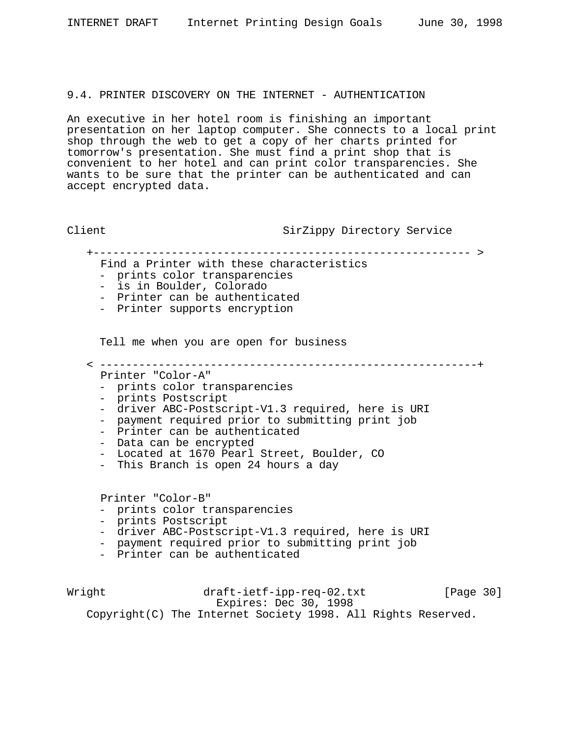## 9.4. PRINTER DISCOVERY ON THE INTERNET - AUTHENTICATION

An executive in her hotel room is finishing an important presentation on her laptop computer. She connects to a local print shop through the web to get a copy of her charts printed for tomorrow's presentation. She must find a print shop that is convenient to her hotel and can print color transparencies. She wants to be sure that the printer can be authenticated and can accept encrypted data.

```
Client                           SirZippy Directory Service

   +---------------------------------------------------------- >
     Find a Printer with these characteristics
     -  prints color transparencies
     -  is in Boulder, Colorado
     -  Printer can be authenticated
     -  Printer supports encryption


     Tell me when you are open for business

   < ----------------------------------------------------------+
     Printer "Color-A"
     -  prints color transparencies
     -  prints Postscript
     -  driver ABC-Postscript-V1.3 required, here is URI
     -  payment required prior to submitting print job
     -  Printer can be authenticated
     -  Data can be encrypted
     -  Located at 1670 Pearl Street, Boulder, CO
     -  This Branch is open 24 hours a day


     Printer "Color-B"
     -  prints color transparencies
     -  prints Postscript
     -  driver ABC-Postscript-V1.3 required, here is URI
     -  payment required prior to submitting print job
     -  Printer can be authenticated
```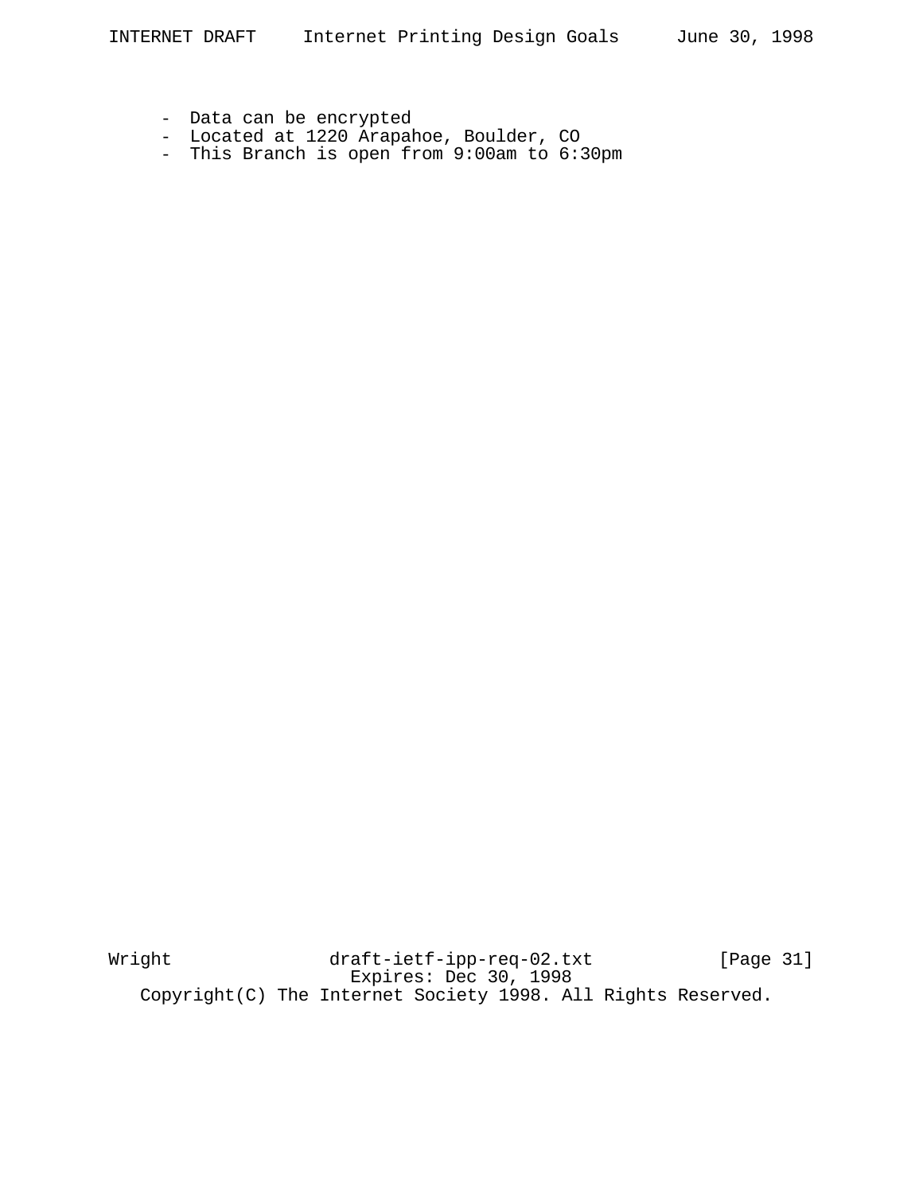- Data can be encrypted
- Located at 1220 Arapahoe, Boulder, CO
- This Branch is open from 9:00am to 6:30pm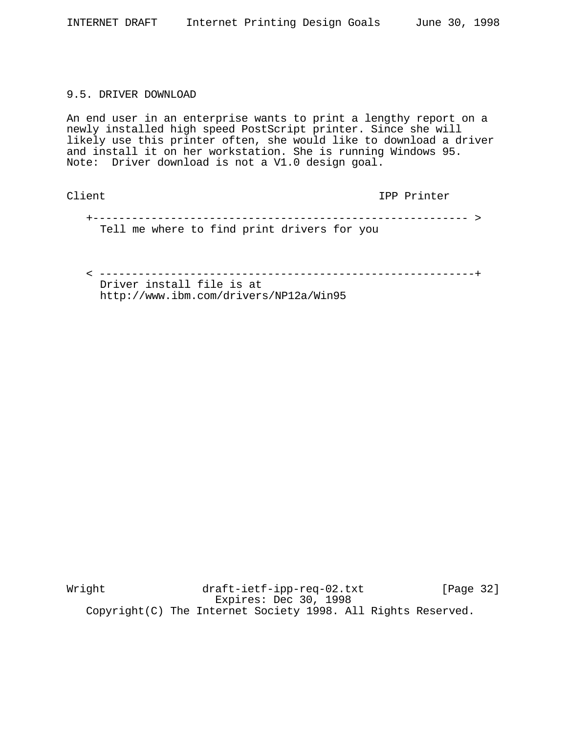## 9.5. DRIVER DOWNLOAD

An end user in an enterprise wants to print a lengthy report on a newly installed high speed PostScript printer. Since she will likely use this printer often, she would like to download a driver and install it on her workstation. She is running Windows 95. Note: Driver download is not a V1.0 design goal.

```
Client                                          IPP Printer

   +---------------------------------------------------------- >
     Tell me where to find print drivers for you



   < ----------------------------------------------------------+
     Driver install file is at
     http://www.ibm.com/drivers/NP12a/Win95
```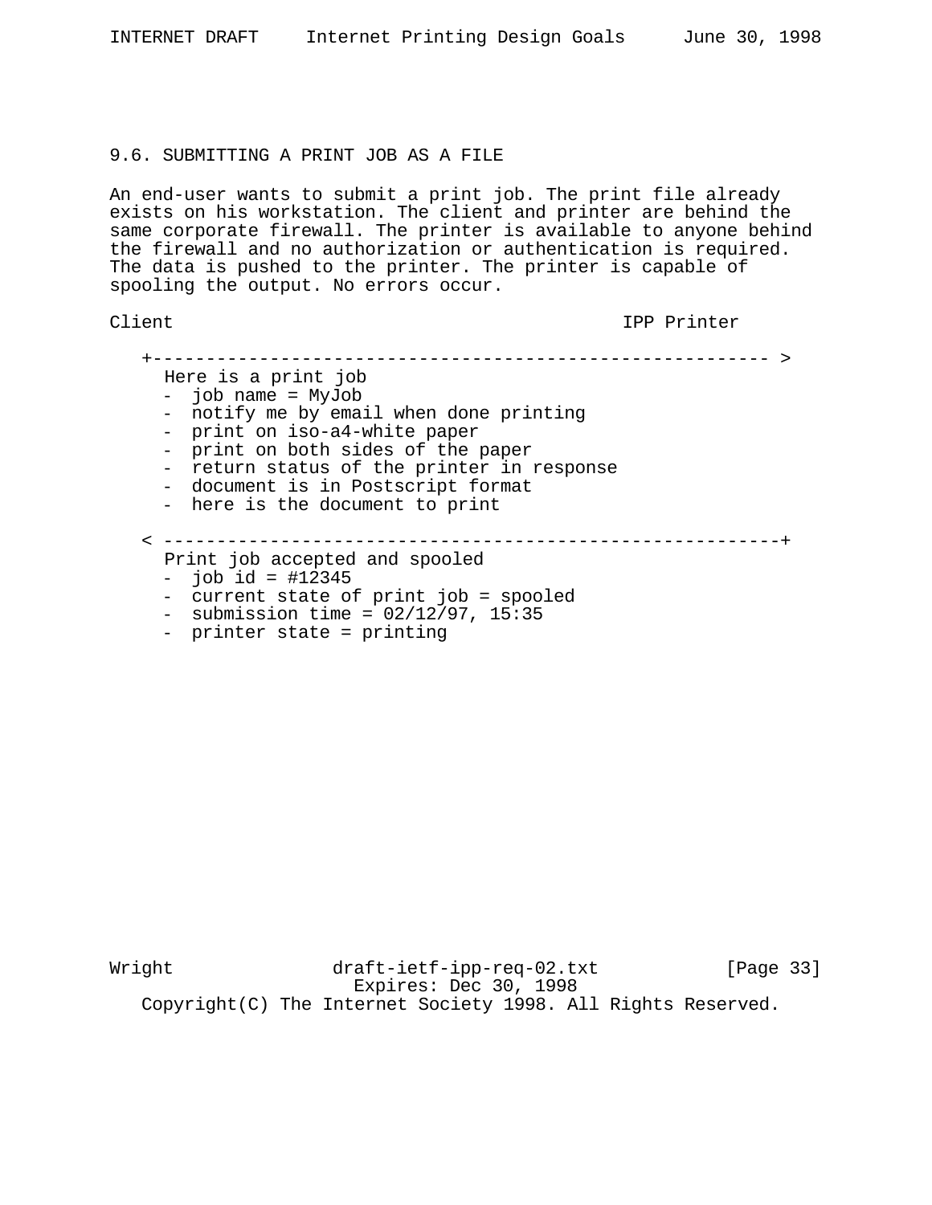## 9.6. SUBMITTING A PRINT JOB AS A FILE

An end-user wants to submit a print job. The print file already exists on his workstation. The client and printer are behind the same corporate firewall. The printer is available to anyone behind the firewall and no authorization or authentication is required. The data is pushed to the printer. The printer is capable of spooling the output. No errors occur.

```
Client                                          IPP Printer

   +---------------------------------------------------------- >
     Here is a print job
     -  job name = MyJob
     -  notify me by email when done printing
     -  print on iso-a4-white paper
     -  print on both sides of the paper
     -  return status of the printer in response
     -  document is in Postscript format
     -  here is the document to print

   < ----------------------------------------------------------+
     Print job accepted and spooled
     -  job id = #12345
     -  current state of print job = spooled
     -  submission time = 02/12/97, 15:35
     -  printer state = printing
```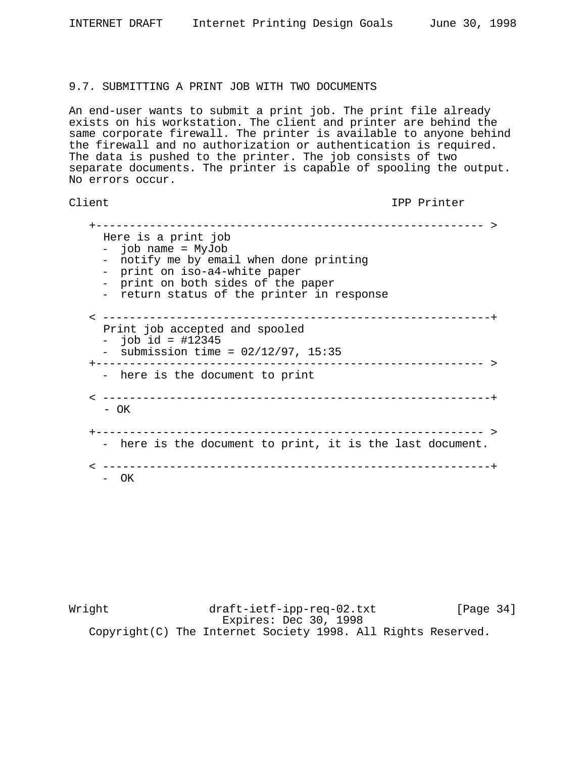### 9.7. SUBMITTING A PRINT JOB WITH TWO DOCUMENTS

An end-user wants to submit a print job. The print file already exists on his workstation. The client and printer are behind the same corporate firewall. The printer is available to anyone behind the firewall and no authorization or authentication is required. The data is pushed to the printer. The job consists of two separate documents. The printer is capable of spooling the output. No errors occur.

```
Client                                          IPP Printer

   +---------------------------------------------------------- >
     Here is a print job
     -  job name = MyJob
     -  notify me by email when done printing
     -  print on iso-a4-white paper
     -  print on both sides of the paper
     -  return status of the printer in response

   < ----------------------------------------------------------+
     Print job accepted and spooled
     -  job id = #12345
     -  submission time = 02/12/97, 15:35
   +---------------------------------------------------------- >
     -  here is the document to print

   < ----------------------------------------------------------+
     - OK

   +---------------------------------------------------------- >
     -  here is the document to print, it is the last document.

   < ----------------------------------------------------------+
     -  OK
```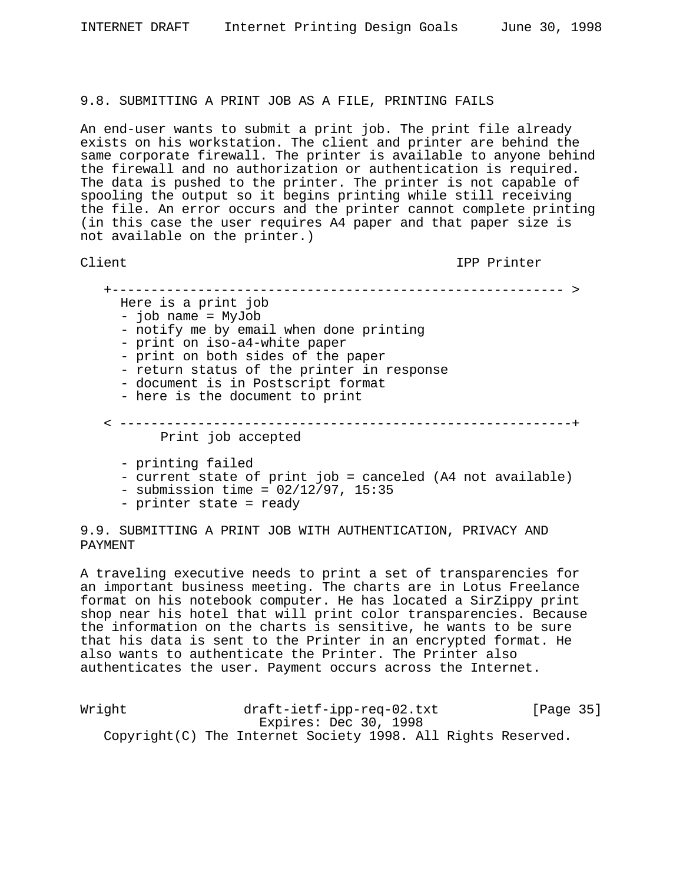### 9.8. SUBMITTING A PRINT JOB AS A FILE, PRINTING FAILS

An end-user wants to submit a print job. The print file already exists on his workstation. The client and printer are behind the same corporate firewall. The printer is available to anyone behind the firewall and no authorization or authentication is required. The data is pushed to the printer. The printer is not capable of spooling the output so it begins printing while still receiving the file. An error occurs and the printer cannot complete printing (in this case the user requires A4 paper and that paper size is not available on the printer.)

```
Client                                          IPP Printer

   +---------------------------------------------------------- >
     Here is a print job
     - job name = MyJob
     - notify me by email when done printing
     - print on iso-a4-white paper
     - print on both sides of the paper
     - return status of the printer in response
     - document is in Postscript format
     - here is the document to print

   < ----------------------------------------------------------+
          Print job accepted

     - printing failed
     - current state of print job = canceled (A4 not available)
     - submission time = 02/12/97, 15:35
     - printer state = ready
```

### 9.9. SUBMITTING A PRINT JOB WITH AUTHENTICATION, PRIVACY AND PAYMENT

A traveling executive needs to print a set of transparencies for an important business meeting. The charts are in Lotus Freelance format on his notebook computer. He has located a SirZippy print shop near his hotel that will print color transparencies. Because the information on the charts is sensitive, he wants to be sure that his data is sent to the Printer in an encrypted format. He also wants to authenticate the Printer. The Printer also authenticates the user. Payment occurs across the Internet.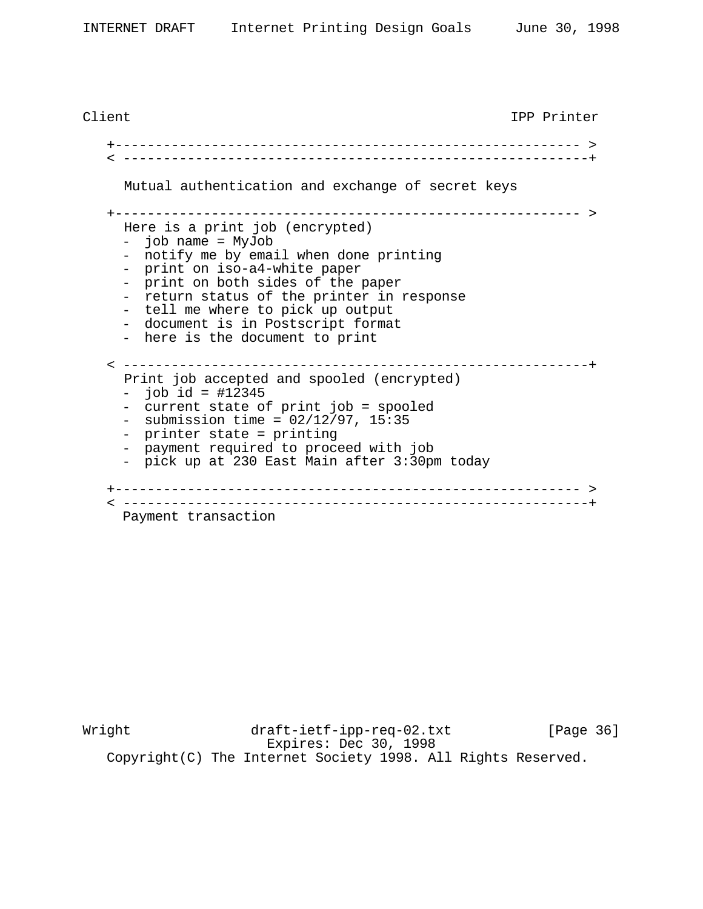```
Client                                                IPP Printer

   +--------------------------------------------------------- >
   < ---------------------------------------------------------+

     Mutual authentication and exchange of secret keys

   +--------------------------------------------------------- >
     Here is a print job (encrypted)
     -  job name = MyJob
     -  notify me by email when done printing
     -  print on iso-a4-white paper
     -  print on both sides of the paper
     -  return status of the printer in response
     -  tell me where to pick up output
     -  document is in Postscript format
     -  here is the document to print

   < ---------------------------------------------------------+
     Print job accepted and spooled (encrypted)
     -  job id = #12345
     -  current state of print job = spooled
     -  submission time = 02/12/97, 15:35
     -  printer state = printing
     -  payment required to proceed with job
     -  pick up at 230 East Main after 3:30pm today

   +--------------------------------------------------------- >
   < ---------------------------------------------------------+
     Payment transaction
```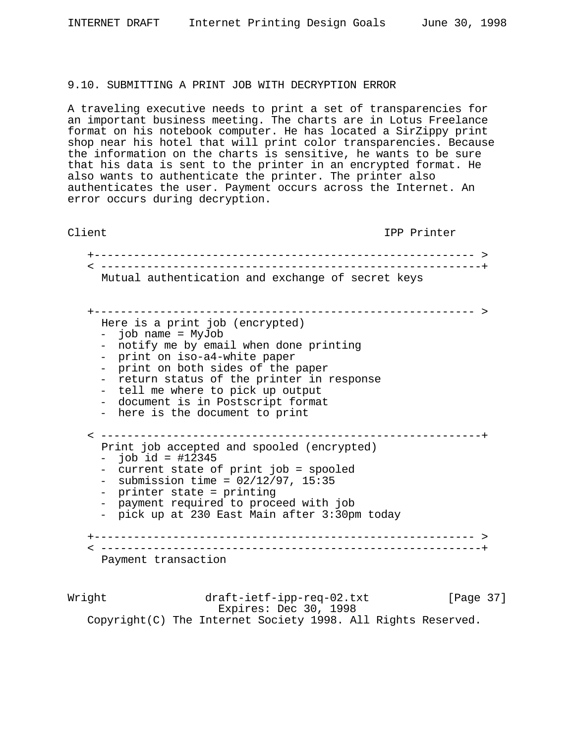### 9.10. SUBMITTING A PRINT JOB WITH DECRYPTION ERROR

A traveling executive needs to print a set of transparencies for an important business meeting. The charts are in Lotus Freelance format on his notebook computer. He has located a SirZippy print shop near his hotel that will print color transparencies. Because the information on the charts is sensitive, he wants to be sure that his data is sent to the printer in an encrypted format. He also wants to authenticate the printer. The printer also authenticates the user. Payment occurs across the Internet. An error occurs during decryption.

```
Client                                        IPP Printer

   +-------------------------------------------------------- >
   < --------------------------------------------------------+
     Mutual authentication and exchange of secret keys


   +-------------------------------------------------------- >
     Here is a print job (encrypted)
     -  job name = MyJob
     -  notify me by email when done printing
     -  print on iso-a4-white paper
     -  print on both sides of the paper
     -  return status of the printer in response
     -  tell me where to pick up output
     -  document is in Postscript format
     -  here is the document to print

   < --------------------------------------------------------+
     Print job accepted and spooled (encrypted)
     -  job id = #12345
     -  current state of print job = spooled
     -  submission time = 02/12/97, 15:35
     -  printer state = printing
     -  payment required to proceed with job
     -  pick up at 230 East Main after 3:30pm today

   +-------------------------------------------------------- >
   < --------------------------------------------------------+
     Payment transaction
```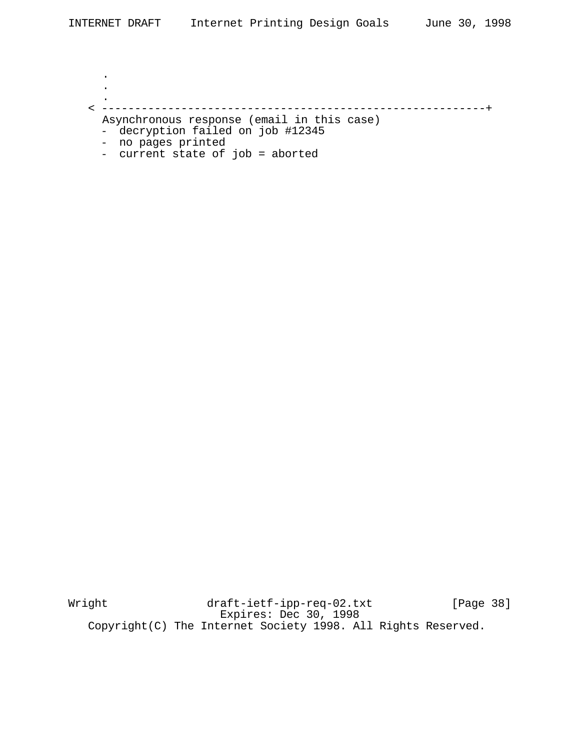```
      .
      .
      .
   < ---------------------------------------------------------+
     Asynchronous response (email in this case)
     -  decryption failed on job #12345
     -  no pages printed
     -  current state of job = aborted
```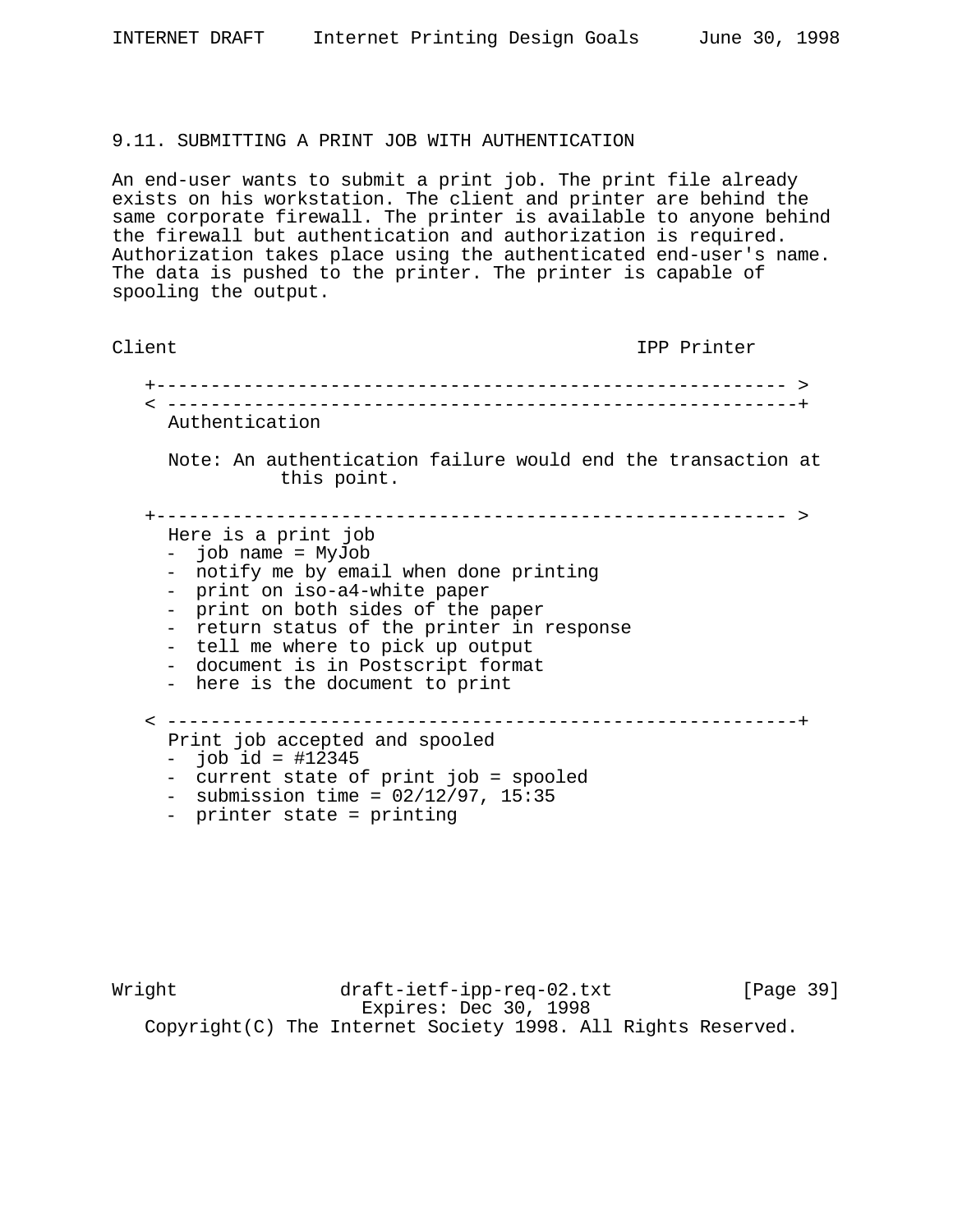### 9.11. SUBMITTING A PRINT JOB WITH AUTHENTICATION

An end-user wants to submit a print job. The print file already exists on his workstation. The client and printer are behind the same corporate firewall. The printer is available to anyone behind the firewall but authentication and authorization is required. Authorization takes place using the authenticated end-user's name. The data is pushed to the printer. The printer is capable of spooling the output.

```
Client                                          IPP Printer

   +--------------------------------------------------------- >
   < ---------------------------------------------------------+
     Authentication

     Note: An authentication failure would end the transaction at
               this point.

   +--------------------------------------------------------- >
     Here is a print job
     -  job name = MyJob
     -  notify me by email when done printing
     -  print on iso-a4-white paper
     -  print on both sides of the paper
     -  return status of the printer in response
     -  tell me where to pick up output
     -  document is in Postscript format
     -  here is the document to print

   < ---------------------------------------------------------+
     Print job accepted and spooled
     -  job id = #12345
     -  current state of print job = spooled
     -  submission time = 02/12/97, 15:35
     -  printer state = printing
```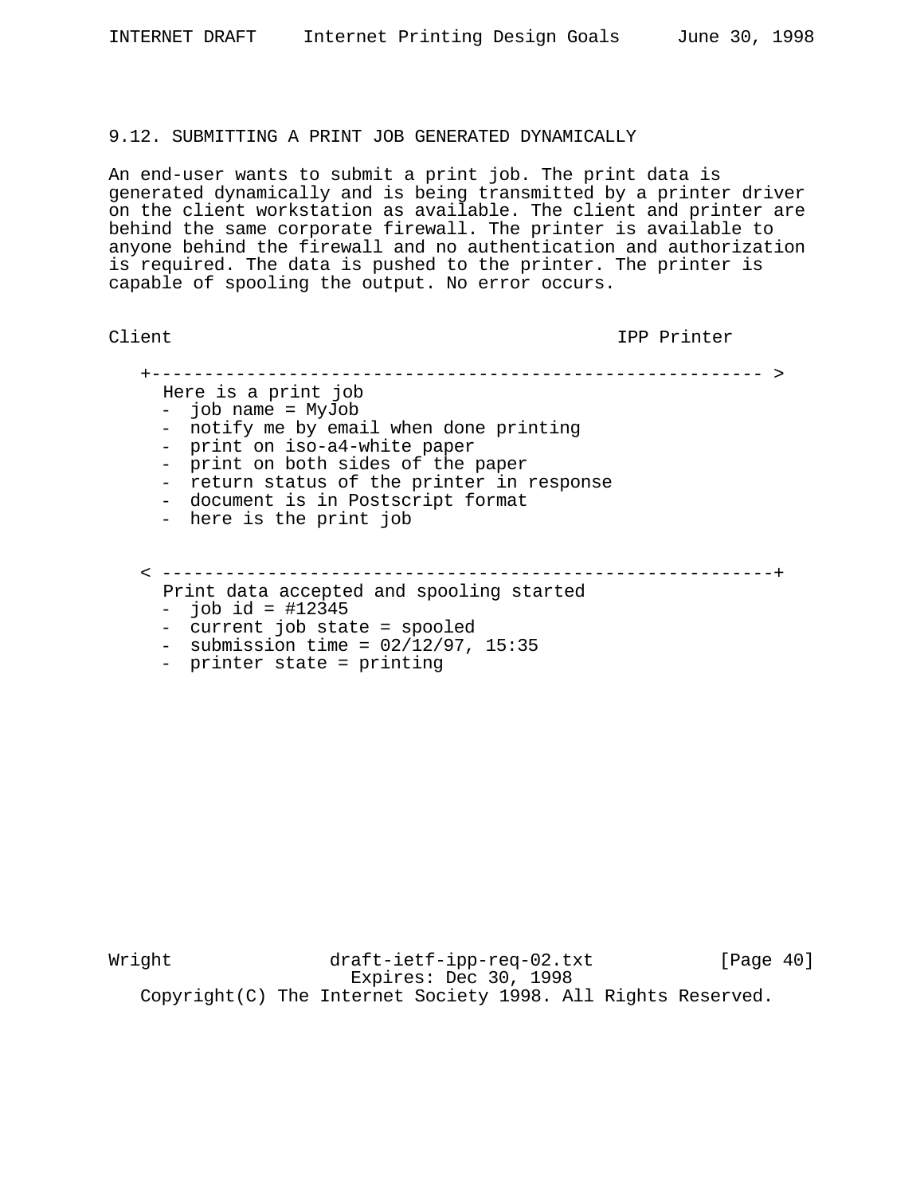## 9.12. SUBMITTING A PRINT JOB GENERATED DYNAMICALLY

An end-user wants to submit a print job. The print data is generated dynamically and is being transmitted by a printer driver on the client workstation as available. The client and printer are behind the same corporate firewall. The printer is available to anyone behind the firewall and no authentication and authorization is required. The data is pushed to the printer. The printer is capable of spooling the output. No error occurs.

```
Client                                          IPP Printer

   +---------------------------------------------------------- >
     Here is a print job
     -  job name = MyJob
     -  notify me by email when done printing
     -  print on iso-a4-white paper
     -  print on both sides of the paper
     -  return status of the printer in response
     -  document is in Postscript format
     -  here is the print job


   < ----------------------------------------------------------+
     Print data accepted and spooling started
     -  job id = #12345
     -  current job state = spooled
     -  submission time = 02/12/97, 15:35
     -  printer state = printing
```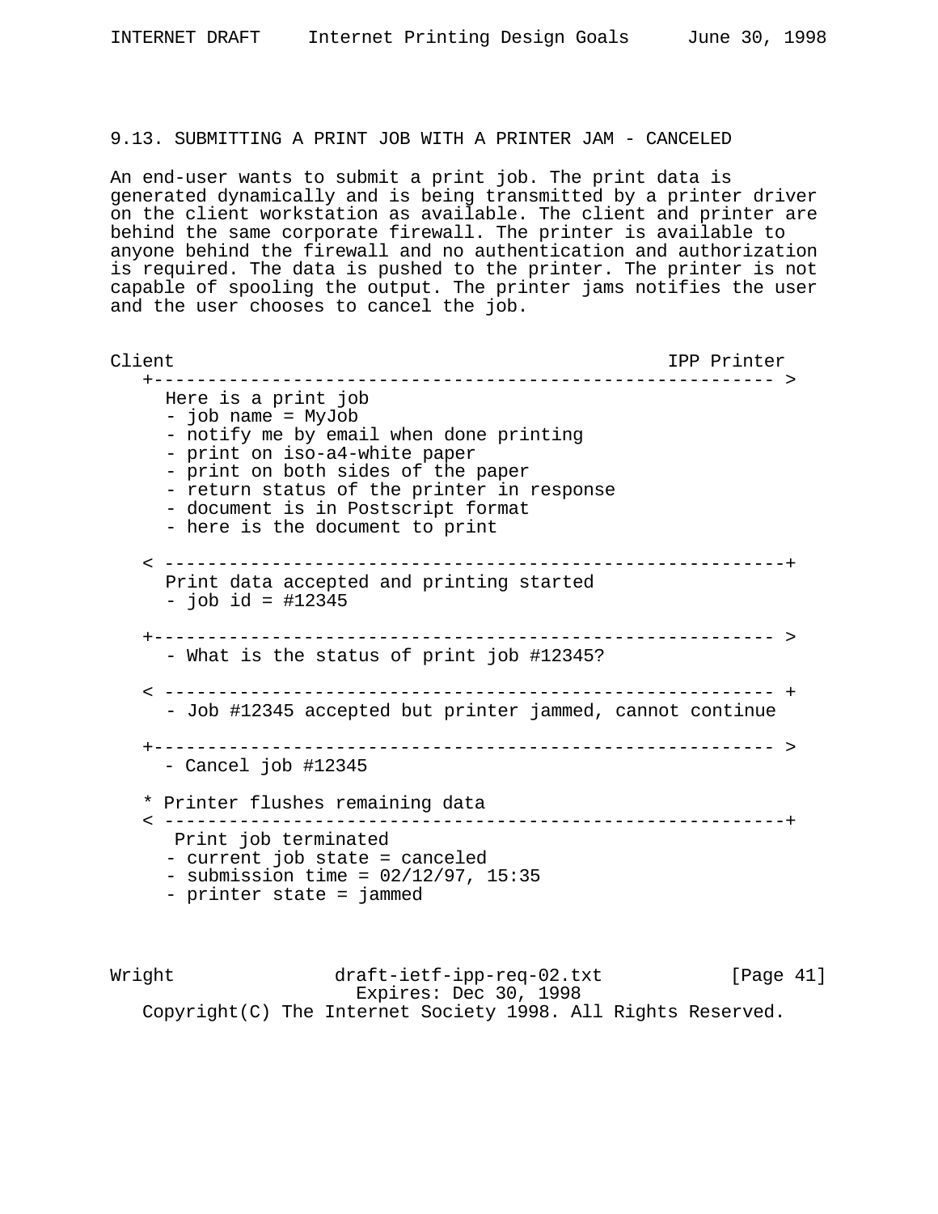### 9.13. SUBMITTING A PRINT JOB WITH A PRINTER JAM - CANCELED

An end-user wants to submit a print job. The print data is generated dynamically and is being transmitted by a printer driver on the client workstation as available. The client and printer are behind the same corporate firewall. The printer is available to anyone behind the firewall and no authentication and authorization is required. The data is pushed to the printer. The printer is not capable of spooling the output. The printer jams notifies the user and the user chooses to cancel the job.

```
Client                                              IPP Printer
   +--------------------------------------------------------- >
     Here is a print job
     - job name = MyJob
     - notify me by email when done printing
     - print on iso-a4-white paper
     - print on both sides of the paper
     - return status of the printer in response
     - document is in Postscript format
     - here is the document to print

   < ---------------------------------------------------------+
     Print data accepted and printing started
     - job id = #12345

   +--------------------------------------------------------- >
     - What is the status of print job #12345?

   < --------------------------------------------------------- +
     - Job #12345 accepted but printer jammed, cannot continue

   +--------------------------------------------------------- >
     - Cancel job #12345

   * Printer flushes remaining data
   < ---------------------------------------------------------+
      Print job terminated
     - current job state = canceled
     - submission time = 02/12/97, 15:35
     - printer state = jammed
```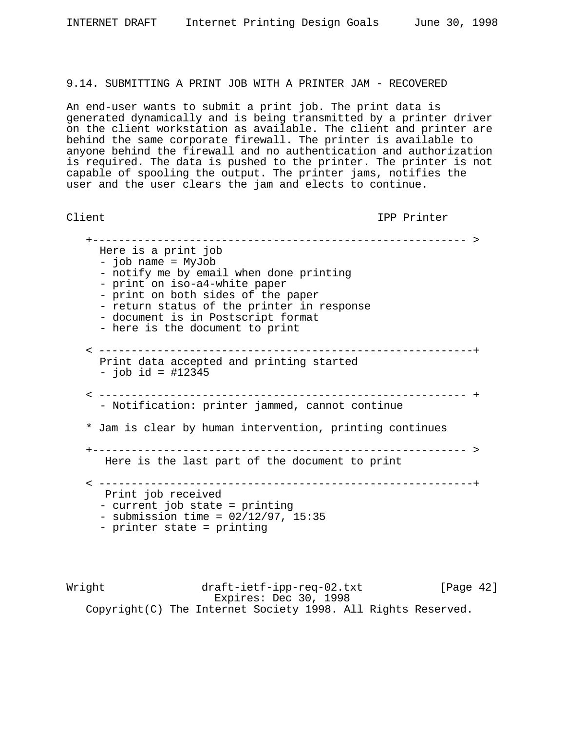### 9.14. SUBMITTING A PRINT JOB WITH A PRINTER JAM - RECOVERED

An end-user wants to submit a print job. The print data is generated dynamically and is being transmitted by a printer driver on the client workstation as available. The client and printer are behind the same corporate firewall. The printer is available to anyone behind the firewall and no authentication and authorization is required. The data is pushed to the printer. The printer is not capable of spooling the output. The printer jams, notifies the user and the user clears the jam and elects to continue.

```
Client                                           IPP Printer

   +------------------------------------------------------------ >
     Here is a print job
     - job name = MyJob
     - notify me by email when done printing
     - print on iso-a4-white paper
     - print on both sides of the paper
     - return status of the printer in response
     - document is in Postscript format
     - here is the document to print

   < ------------------------------------------------------------+
     Print data accepted and printing started
     - job id = #12345

   < ------------------------------------------------------------ +
     - Notification: printer jammed, cannot continue

   * Jam is clear by human intervention, printing continues

   +------------------------------------------------------------ >
      Here is the last part of the document to print

   < ------------------------------------------------------------+
      Print job received
     - current job state = printing
     - submission time = 02/12/97, 15:35
     - printer state = printing
```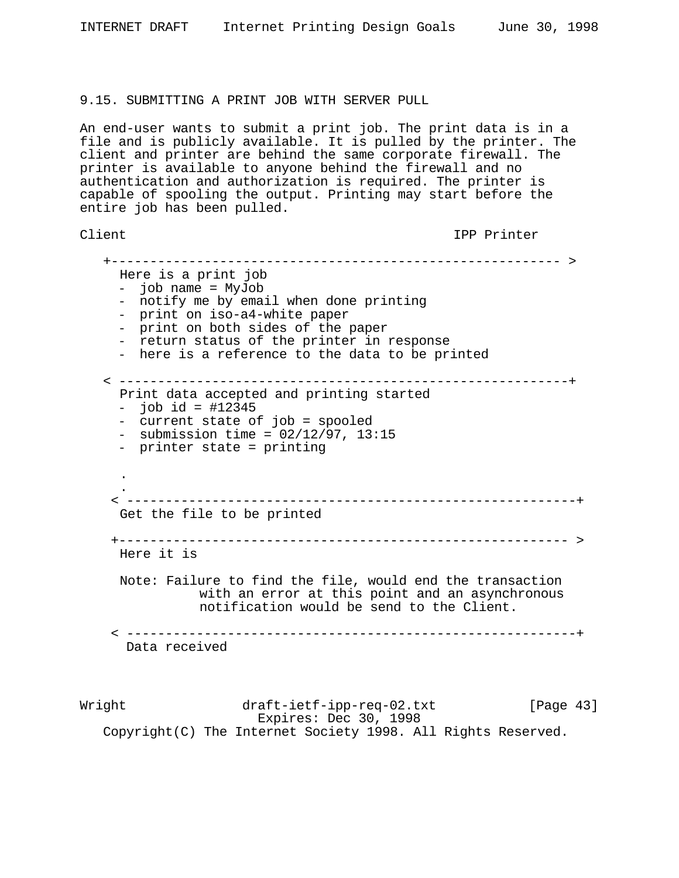### 9.15. SUBMITTING A PRINT JOB WITH SERVER PULL

An end-user wants to submit a print job. The print data is in a file and is publicly available. It is pulled by the printer. The client and printer are behind the same corporate firewall. The printer is available to anyone behind the firewall and no authentication and authorization is required. The printer is capable of spooling the output. Printing may start before the entire job has been pulled.

```
Client                                          IPP Printer

   +--------------------------------------------------------- >
     Here is a print job
     -  job name = MyJob
     -  notify me by email when done printing
     -  print on iso-a4-white paper
     -  print on both sides of the paper
     -  return status of the printer in response
     -  here is a reference to the data to be printed

   < ---------------------------------------------------------+
     Print data accepted and printing started
     -  job id = #12345
     -  current state of job = spooled
     -  submission time = 02/12/97, 13:15
     -  printer state = printing

     .
     .
    < ---------------------------------------------------------+
     Get the file to be printed

    +--------------------------------------------------------- >
     Here it is

     Note: Failure to find the file, would end the transaction
               with an error at this point and an asynchronous
               notification would be send to the Client.

    < ---------------------------------------------------------+
      Data received
```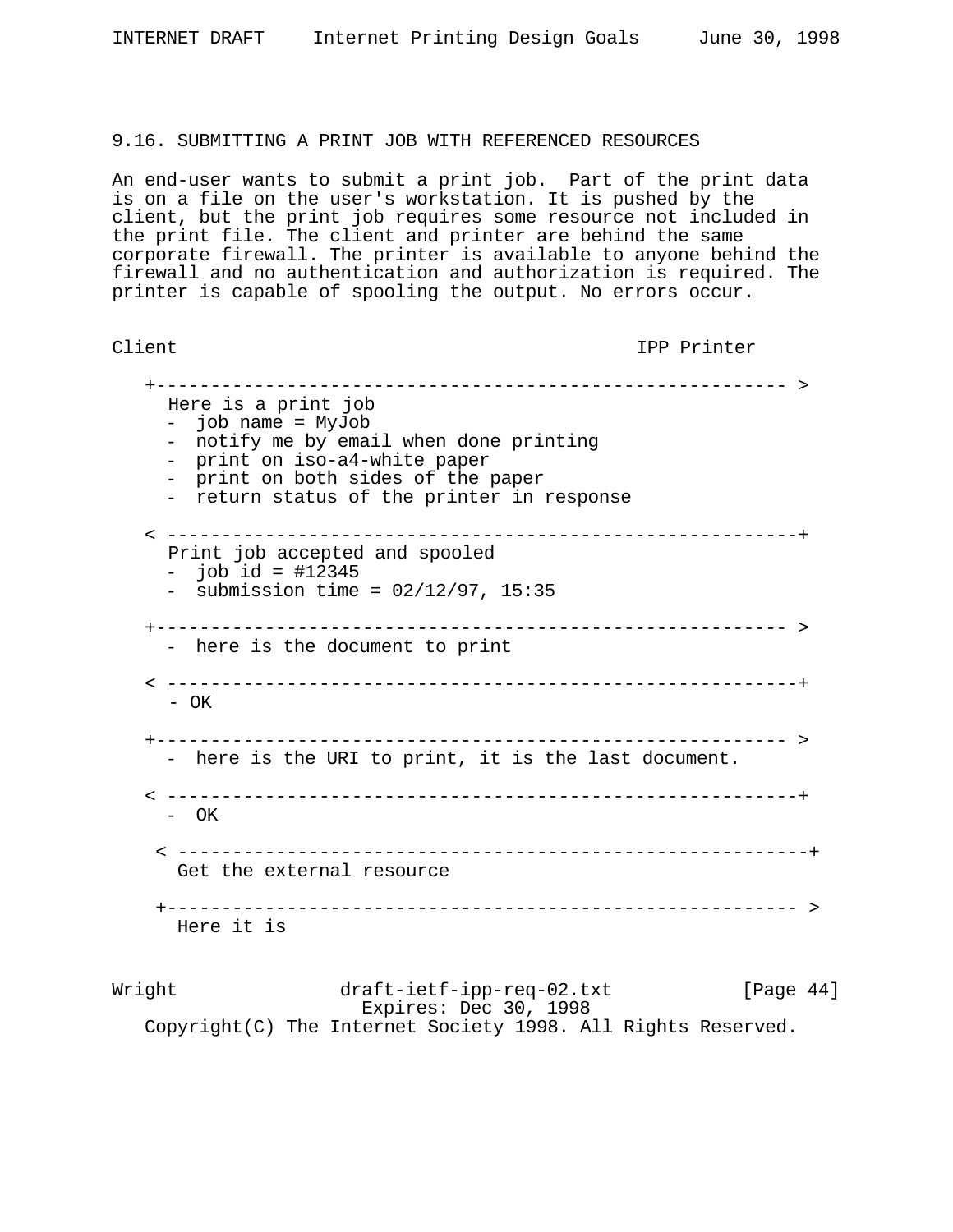### 9.16. SUBMITTING A PRINT JOB WITH REFERENCED RESOURCES

An end-user wants to submit a print job. Part of the print data is on a file on the user's workstation. It is pushed by the client, but the print job requires some resource not included in the print file. The client and printer are behind the same corporate firewall. The printer is available to anyone behind the firewall and no authentication and authorization is required. The printer is capable of spooling the output. No errors occur.

```
Client                                          IPP Printer

   +--------------------------------------------------------- >
     Here is a print job
     -  job name = MyJob
     -  notify me by email when done printing
     -  print on iso-a4-white paper
     -  print on both sides of the paper
     -  return status of the printer in response

   < ---------------------------------------------------------+
     Print job accepted and spooled
     -  job id = #12345
     -  submission time = 02/12/97, 15:35

   +--------------------------------------------------------- >
     -  here is the document to print

   < ---------------------------------------------------------+
     - OK

   +--------------------------------------------------------- >
     -  here is the URI to print, it is the last document.

   < ---------------------------------------------------------+
     -  OK

    < ---------------------------------------------------------+
      Get the external resource

    +--------------------------------------------------------- >
      Here it is
```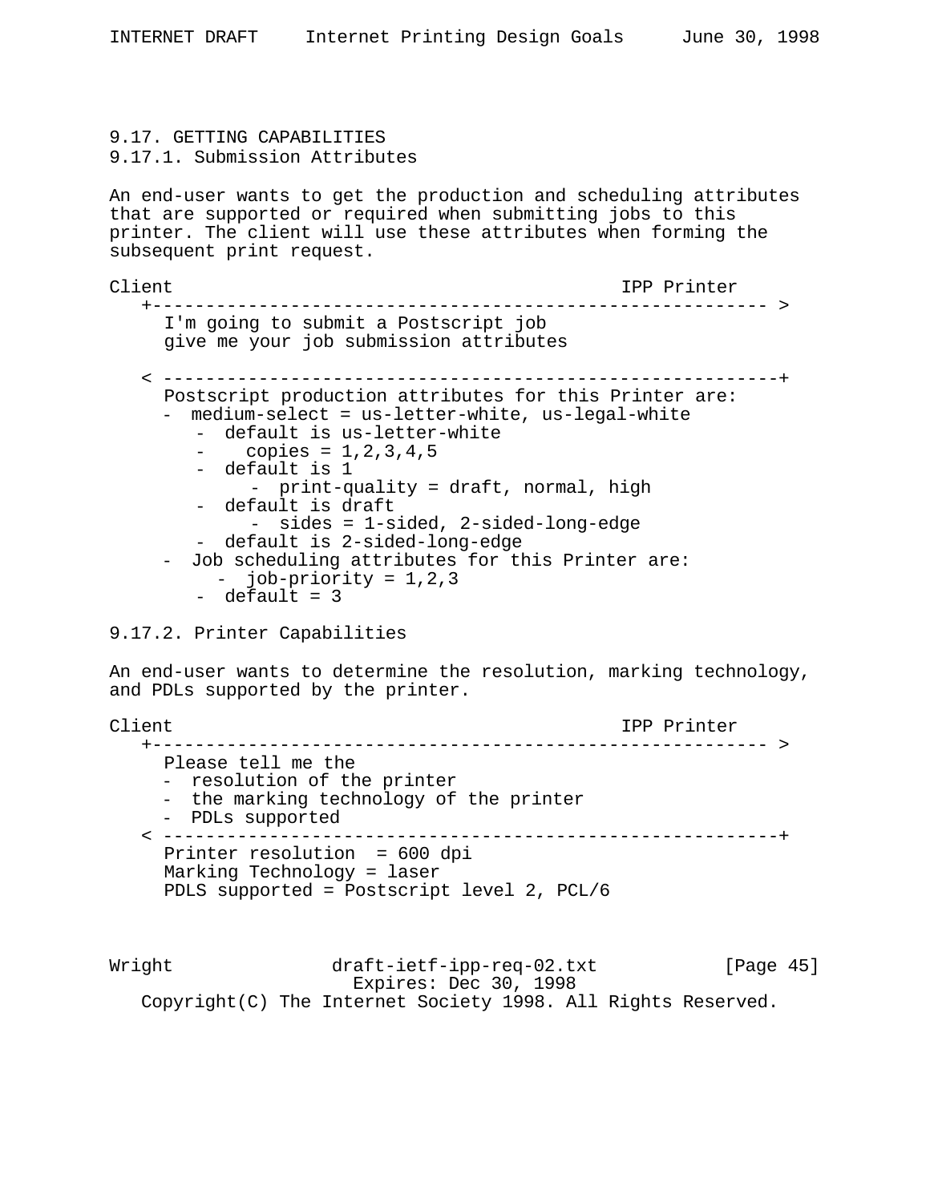## 9.17. GETTING CAPABILITIES

### 9.17.1. Submission Attributes

An end-user wants to get the production and scheduling attributes that are supported or required when submitting jobs to this printer. The client will use these attributes when forming the subsequent print request.

```
Client                                          IPP Printer
   +---------------------------------------------------------- >
     I'm going to submit a Postscript job
     give me your job submission attributes

   < ----------------------------------------------------------+
     Postscript production attributes for this Printer are:
     -  medium-select = us-letter-white, us-legal-white
        -  default is us-letter-white
        -    copies = 1,2,3,4,5
        -  default is 1
             -  print-quality = draft, normal, high
        -  default is draft
             -  sides = 1-sided, 2-sided-long-edge
        -  default is 2-sided-long-edge
     -  Job scheduling attributes for this Printer are:
          -  job-priority = 1,2,3
        -  default = 3
```

### 9.17.2. Printer Capabilities

An end-user wants to determine the resolution, marking technology, and PDLs supported by the printer.

```
Client                                          IPP Printer
   +---------------------------------------------------------- >
     Please tell me the
     -  resolution of the printer
     -  the marking technology of the printer
     -  PDLs supported
   < ----------------------------------------------------------+
     Printer resolution  = 600 dpi
     Marking Technology = laser
     PDLS supported = Postscript level 2, PCL/6
```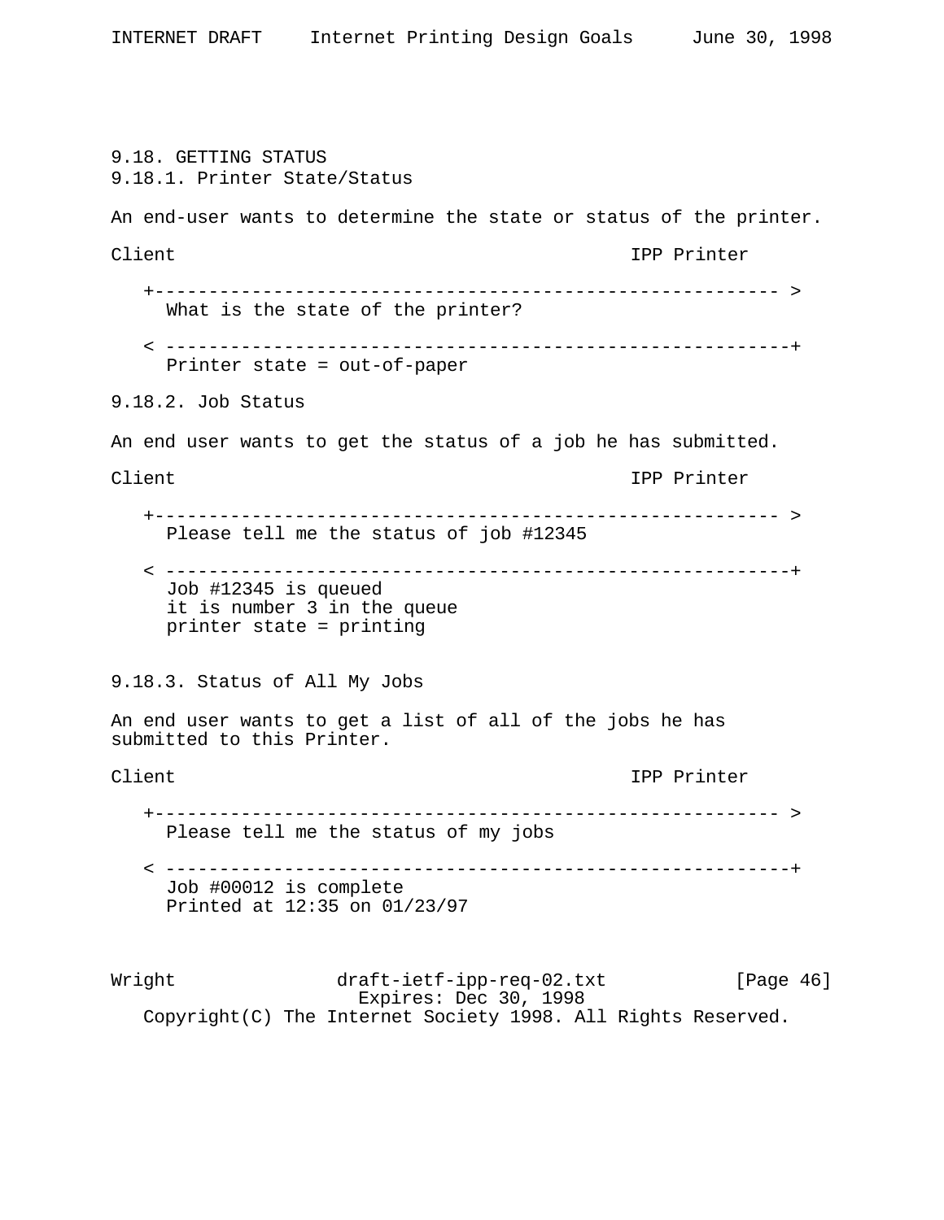## 9.18. GETTING STATUS

### 9.18.1. Printer State/Status

An end-user wants to determine the state or status of the printer.

```
Client                                              IPP Printer

   +--------------------------------------------------------- >
     What is the state of the printer?

   < ---------------------------------------------------------+
     Printer state = out-of-paper
```

### 9.18.2. Job Status

An end user wants to get the status of a job he has submitted.

```
Client                                              IPP Printer

   +--------------------------------------------------------- >
     Please tell me the status of job #12345

   < ---------------------------------------------------------+
     Job #12345 is queued
     it is number 3 in the queue
     printer state = printing
```

### 9.18.3. Status of All My Jobs

An end user wants to get a list of all of the jobs he has submitted to this Printer.

```
Client                                              IPP Printer

   +--------------------------------------------------------- >
     Please tell me the status of my jobs

   < ---------------------------------------------------------+
     Job #00012 is complete
     Printed at 12:35 on 01/23/97
```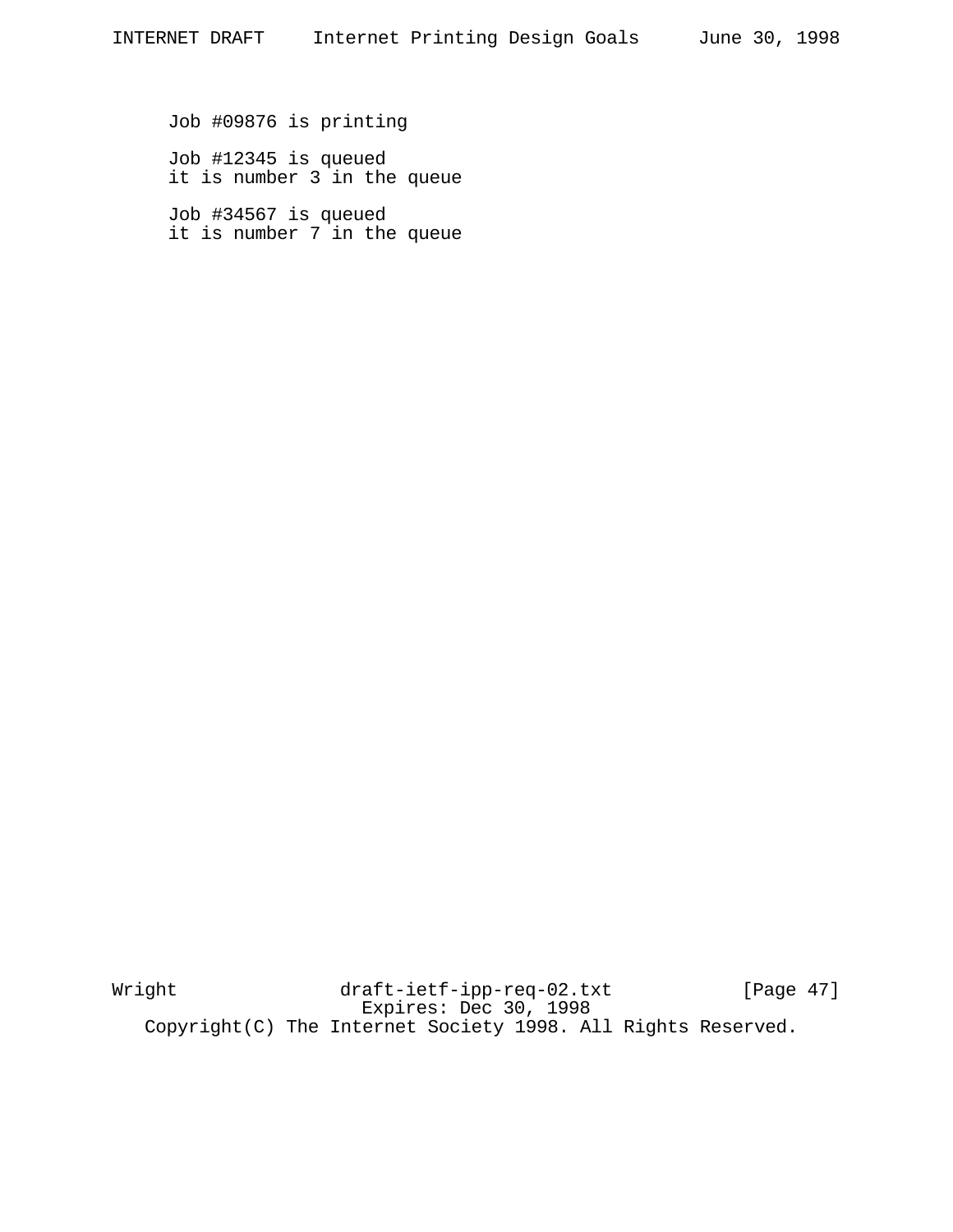Job #09876 is printing

Job #12345 is queued
it is number 3 in the queue

Job #34567 is queued
it is number 7 in the queue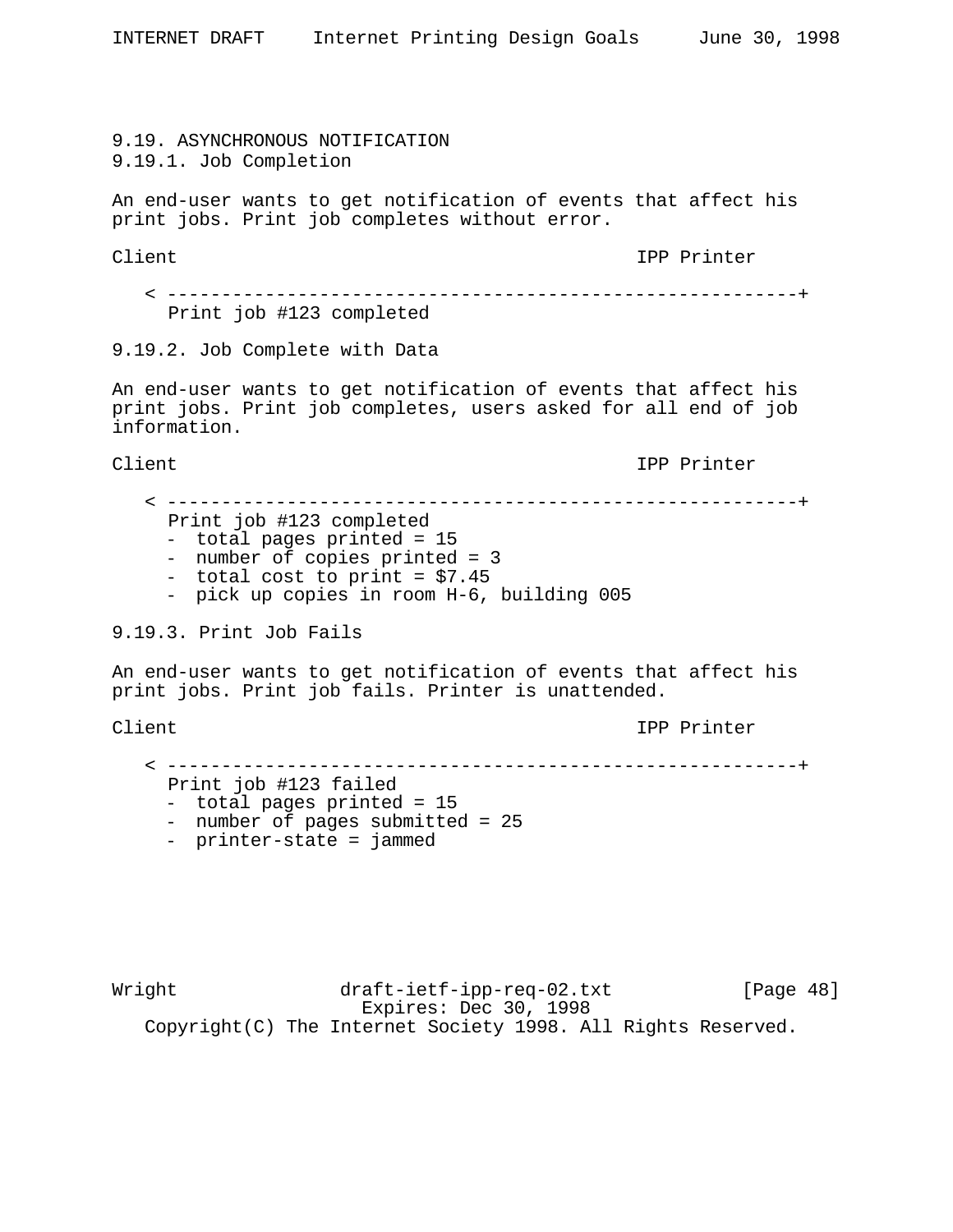### 9.19. ASYNCHRONOUS NOTIFICATION

#### 9.19.1. Job Completion

An end-user wants to get notification of events that affect his print jobs. Print job completes without error.

```
Client                                          IPP Printer

   < -----------------------------------------------------------+
     Print job #123 completed
```

#### 9.19.2. Job Complete with Data

An end-user wants to get notification of events that affect his print jobs. Print job completes, users asked for all end of job information.

```
Client                                          IPP Printer

   < -----------------------------------------------------------+
     Print job #123 completed
     -  total pages printed = 15
     -  number of copies printed = 3
     -  total cost to print = $7.45
     -  pick up copies in room H-6, building 005
```

#### 9.19.3. Print Job Fails

An end-user wants to get notification of events that affect his print jobs. Print job fails. Printer is unattended.

```
Client                                          IPP Printer

   < -----------------------------------------------------------+
     Print job #123 failed
     -  total pages printed = 15
     -  number of pages submitted = 25
     -  printer-state = jammed
```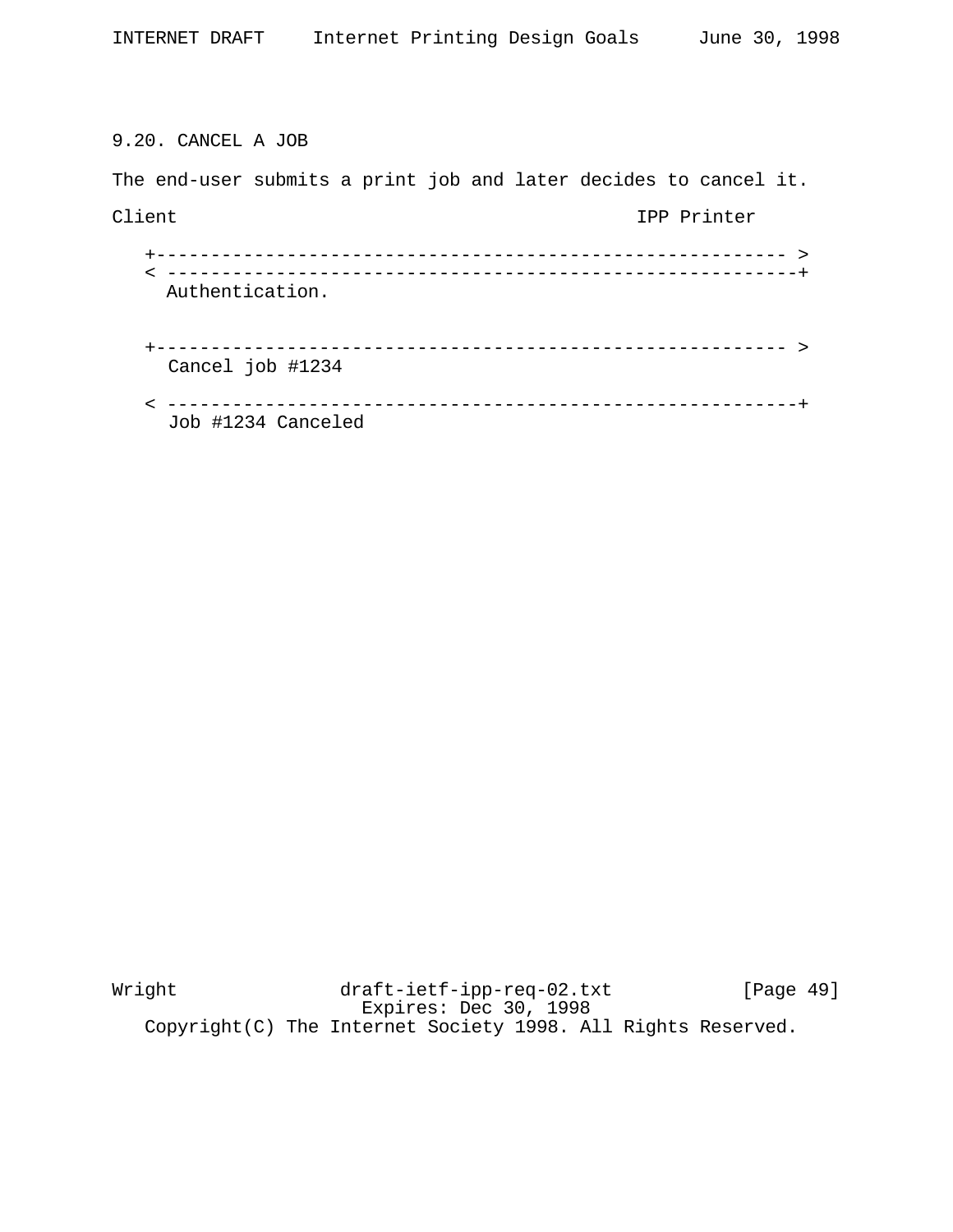### 9.20. CANCEL A JOB

The end-user submits a print job and later decides to cancel it.

```
Client                                         IPP Printer

   +--------------------------------------------------------- >
   < ---------------------------------------------------------+
     Authentication.


   +--------------------------------------------------------- >
     Cancel job #1234

   < ---------------------------------------------------------+
     Job #1234 Canceled
```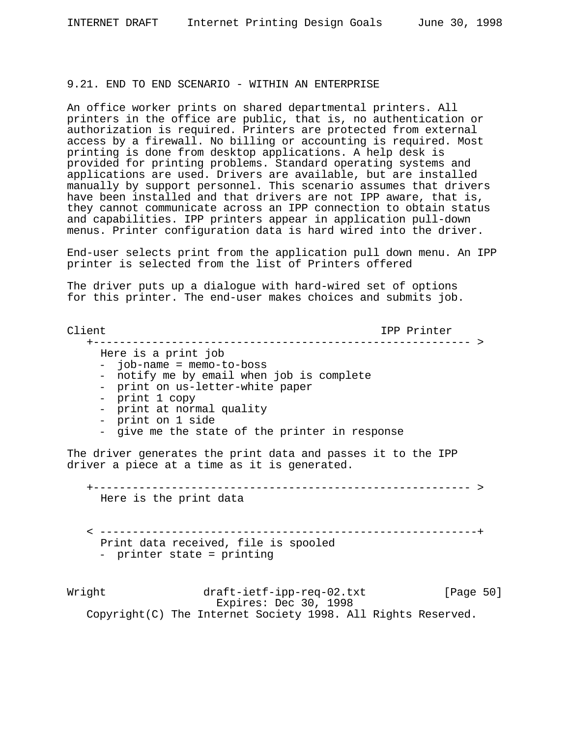### 9.21. END TO END SCENARIO - WITHIN AN ENTERPRISE

An office worker prints on shared departmental printers. All printers in the office are public, that is, no authentication or authorization is required. Printers are protected from external access by a firewall. No billing or accounting is required. Most printing is done from desktop applications. A help desk is provided for printing problems. Standard operating systems and applications are used. Drivers are available, but are installed manually by support personnel. This scenario assumes that drivers have been installed and that drivers are not IPP aware, that is, they cannot communicate across an IPP connection to obtain status and capabilities. IPP printers appear in application pull-down menus. Printer configuration data is hard wired into the driver.

End-user selects print from the application pull down menu. An IPP printer is selected from the list of Printers offered

The driver puts up a dialogue with hard-wired set of options for this printer. The end-user makes choices and submits job.

```
Client                                          IPP Printer
   +---------------------------------------------------------- >
     Here is a print job
     -  job-name = memo-to-boss
     -  notify me by email when job is complete
     -  print on us-letter-white paper
     -  print 1 copy
     -  print at normal quality
     -  print on 1 side
     -  give me the state of the printer in response
```

The driver generates the print data and passes it to the IPP driver a piece at a time as it is generated.

```
   +---------------------------------------------------------- >
     Here is the print data


   < ----------------------------------------------------------+
     Print data received, file is spooled
     -  printer state = printing
```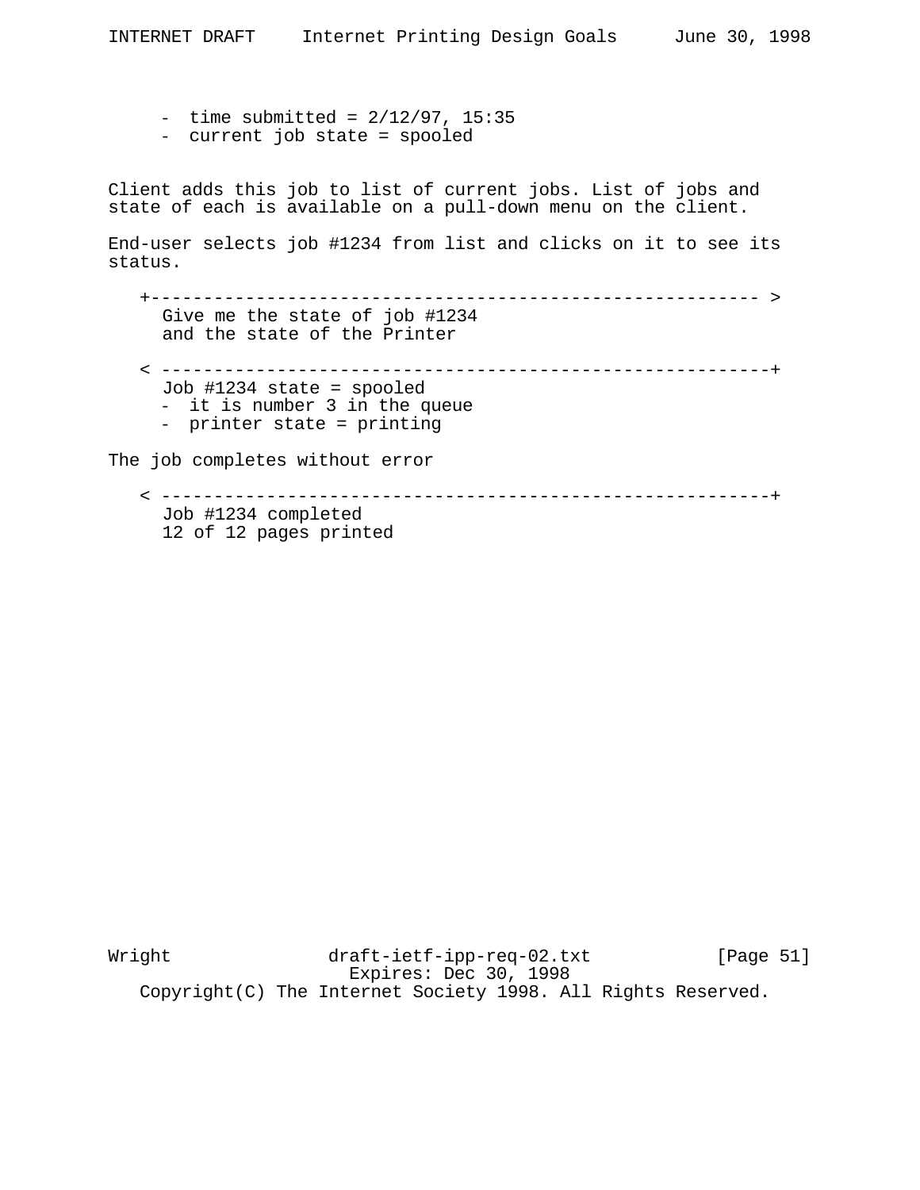- time submitted = 2/12/97, 15:35
- current job state = spooled

Client adds this job to list of current jobs. List of jobs and state of each is available on a pull-down menu on the client.

End-user selects job #1234 from list and clicks on it to see its status.

```
   +-------------------------------------------------------- >
     Give me the state of job #1234
     and the state of the Printer

   < --------------------------------------------------------+
     Job #1234 state = spooled
     -  it is number 3 in the queue
     -  printer state = printing
```

The job completes without error

```
   < --------------------------------------------------------+
     Job #1234 completed
     12 of 12 pages printed
```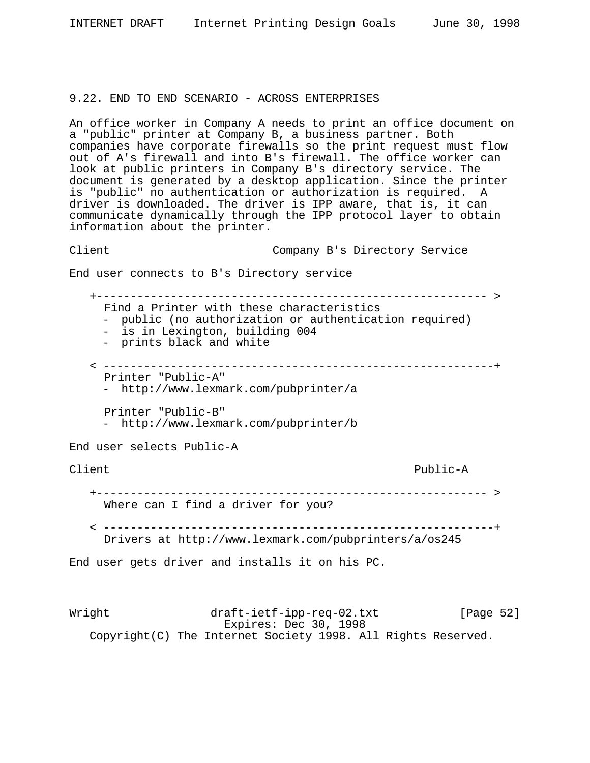## 9.22. END TO END SCENARIO - ACROSS ENTERPRISES

An office worker in Company A needs to print an office document on a "public" printer at Company B, a business partner. Both companies have corporate firewalls so the print request must flow out of A's firewall and into B's firewall. The office worker can look at public printers in Company B's directory service. The document is generated by a desktop application. Since the printer is "public" no authentication or authorization is required. A driver is downloaded. The driver is IPP aware, that is, it can communicate dynamically through the IPP protocol layer to obtain information about the printer.

```
Client                        Company B's Directory Service

End user connects to B's Directory service

   +---------------------------------------------------------- >
     Find a Printer with these characteristics
     -  public (no authorization or authentication required)
     -  is in Lexington, building 004
     -  prints black and white

   < ----------------------------------------------------------+
     Printer "Public-A"
     -  http://www.lexmark.com/pubprinter/a

     Printer "Public-B"
     -  http://www.lexmark.com/pubprinter/b

End user selects Public-A

Client                                                Public-A

   +---------------------------------------------------------- >
     Where can I find a driver for you?

   < ----------------------------------------------------------+
     Drivers at http://www.lexmark.com/pubprinters/a/os245

End user gets driver and installs it on his PC.
```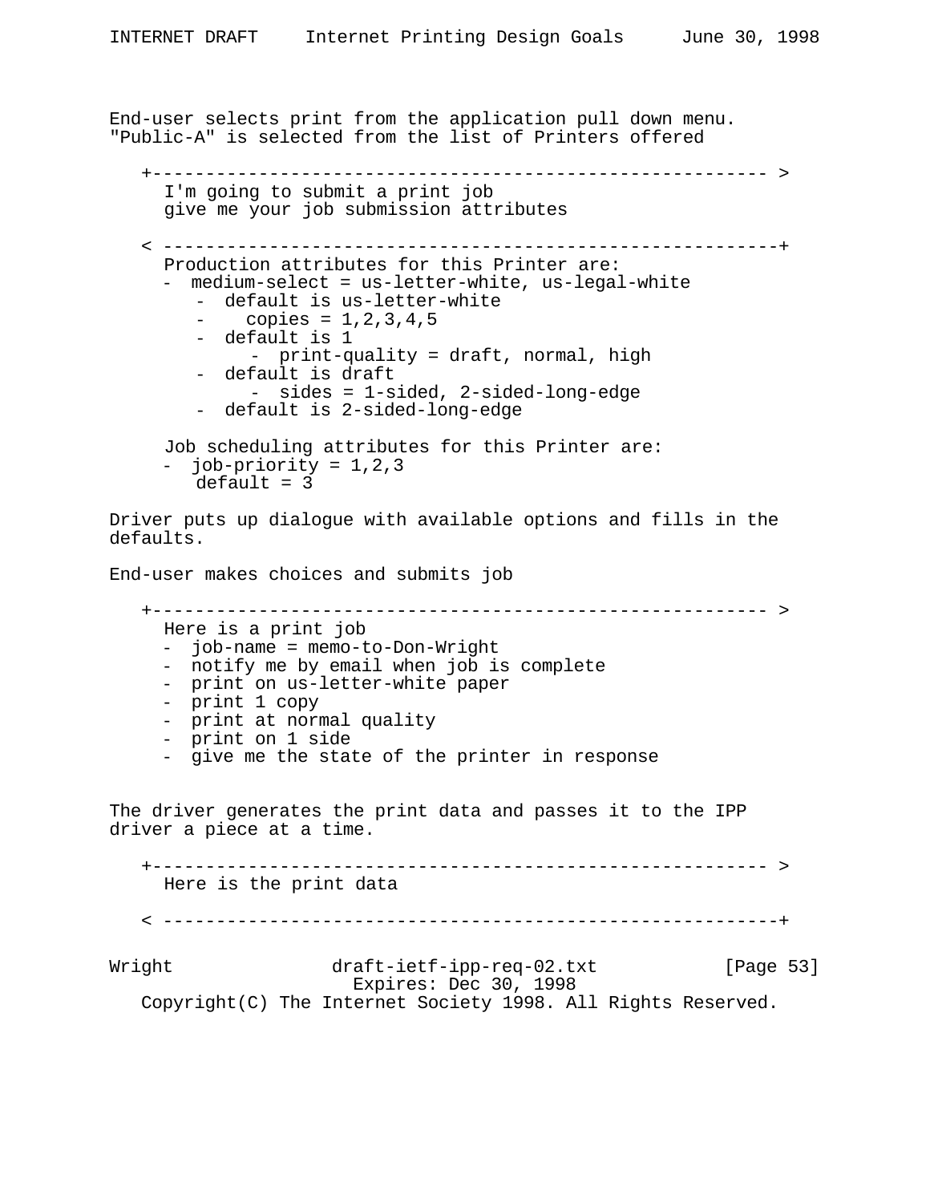End-user selects print from the application pull down menu.
"Public-A" is selected from the list of Printers offered

```
   +---------------------------------------------------------- >
     I'm going to submit a print job
     give me your job submission attributes

   < ----------------------------------------------------------+
     Production attributes for this Printer are:
     -  medium-select = us-letter-white, us-legal-white
        -  default is us-letter-white
        -    copies = 1,2,3,4,5
        -  default is 1
             -  print-quality = draft, normal, high
        -  default is draft
             -  sides = 1-sided, 2-sided-long-edge
        -  default is 2-sided-long-edge

     Job scheduling attributes for this Printer are:
     -  job-priority = 1,2,3
        default = 3
```

Driver puts up dialogue with available options and fills in the defaults.

End-user makes choices and submits job

```
   +---------------------------------------------------------- >
     Here is a print job
     -  job-name = memo-to-Don-Wright
     -  notify me by email when job is complete
     -  print on us-letter-white paper
     -  print 1 copy
     -  print at normal quality
     -  print on 1 side
     -  give me the state of the printer in response
```

The driver generates the print data and passes it to the IPP driver a piece at a time.

```
   +---------------------------------------------------------- >
     Here is the print data

   < ----------------------------------------------------------+
```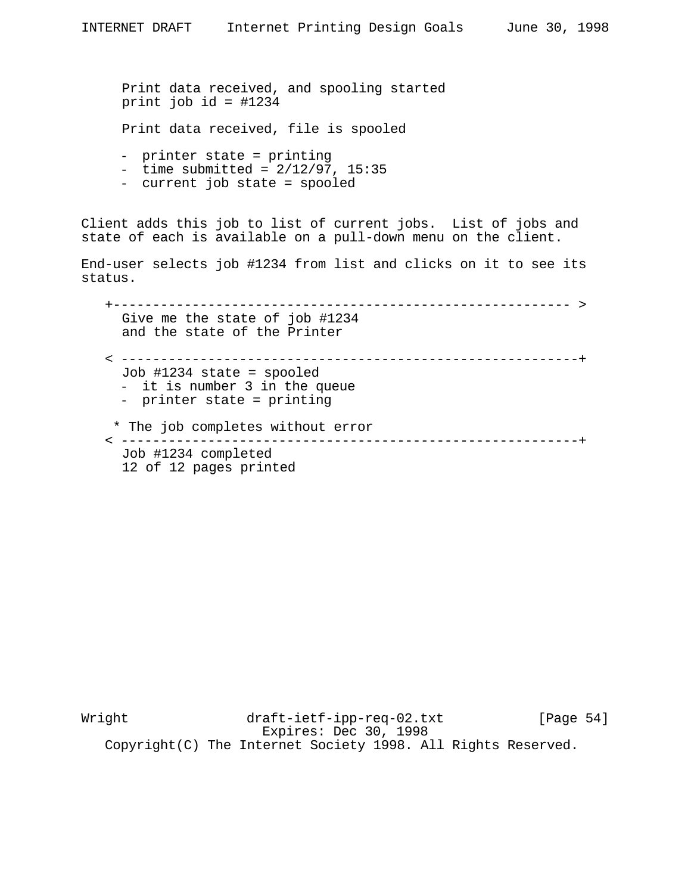```
   Print data received, and spooling started
   print job id = #1234

   Print data received, file is spooled

   -  printer state = printing
   -  time submitted = 2/12/97, 15:35
   -  current job state = spooled
```

Client adds this job to list of current jobs. List of jobs and state of each is available on a pull-down menu on the client.

End-user selects job #1234 from list and clicks on it to see its status.

```
+-------------------------------------------------------- >
   Give me the state of job #1234
   and the state of the Printer

< ---------------------------------------------------------+
   Job #1234 state = spooled
   -  it is number 3 in the queue
   -  printer state = printing

 * The job completes without error
< ---------------------------------------------------------+
   Job #1234 completed
   12 of 12 pages printed
```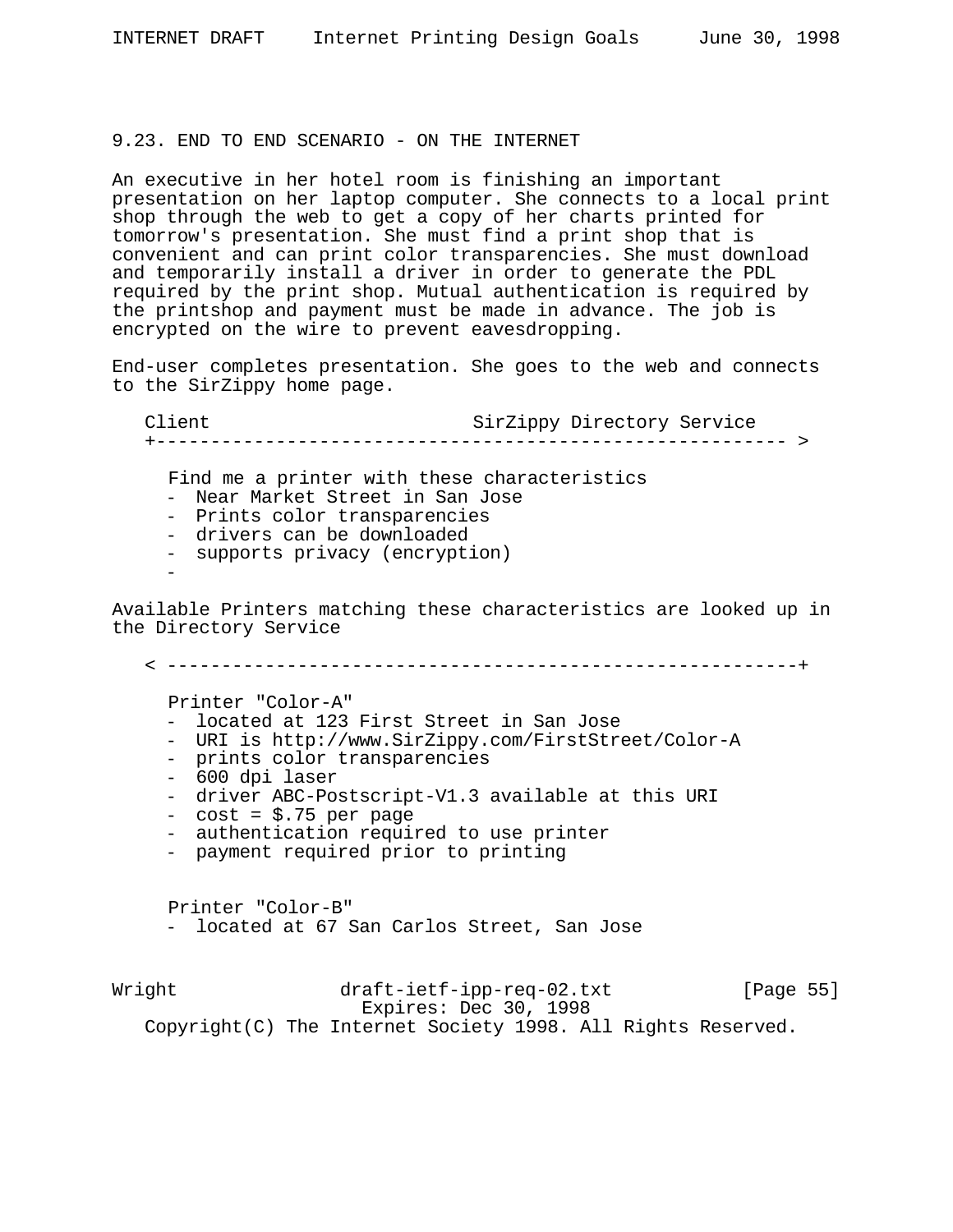### 9.23. END TO END SCENARIO - ON THE INTERNET

An executive in her hotel room is finishing an important presentation on her laptop computer. She connects to a local print shop through the web to get a copy of her charts printed for tomorrow's presentation. She must find a print shop that is convenient and can print color transparencies. She must download and temporarily install a driver in order to generate the PDL required by the print shop. Mutual authentication is required by the printshop and payment must be made in advance. The job is encrypted on the wire to prevent eavesdropping.

End-user completes presentation. She goes to the web and connects to the SirZippy home page.

```
   Client                        SirZippy Directory Service
   +-------------------------------------------------------- >

     Find me a printer with these characteristics
     -  Near Market Street in San Jose
     -  Prints color transparencies
     -  drivers can be downloaded
     -  supports privacy (encryption)
     -
```

Available Printers matching these characteristics are looked up in the Directory Service

```
   < --------------------------------------------------------+

     Printer "Color-A"
     -  located at 123 First Street in San Jose
     -  URI is http://www.SirZippy.com/FirstStreet/Color-A
     -  prints color transparencies
     -  600 dpi laser
     -  driver ABC-Postscript-V1.3 available at this URI
     -  cost = $.75 per page
     -  authentication required to use printer
     -  payment required prior to printing


     Printer "Color-B"
     -  located at 67 San Carlos Street, San Jose
```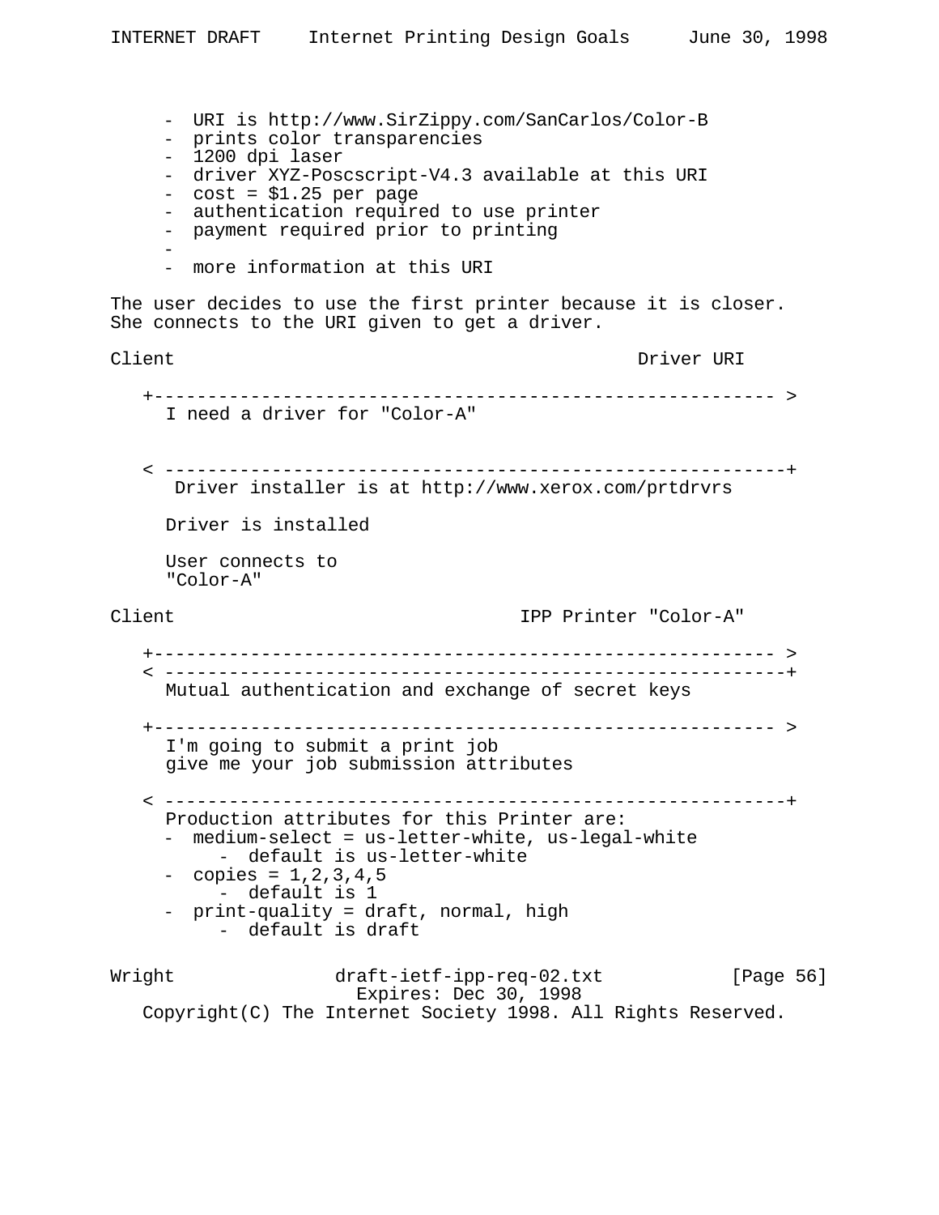- URI is http://www.SirZippy.com/SanCarlos/Color-B
- prints color transparencies
- 1200 dpi laser
- driver XYZ-Poscscript-V4.3 available at this URI
- cost = $1.25 per page
- authentication required to use printer
- payment required prior to printing
-
- more information at this URI

The user decides to use the first printer because it is closer. She connects to the URI given to get a driver.

```
Client                                            Driver URI

   +---------------------------------------------------------- >
     I need a driver for "Color-A"


   < ----------------------------------------------------------+
      Driver installer is at http://www.xerox.com/prtdrvrs

     Driver is installed

     User connects to
     "Color-A"

Client                                 IPP Printer "Color-A"

   +---------------------------------------------------------- >
   < ----------------------------------------------------------+
     Mutual authentication and exchange of secret keys

   +---------------------------------------------------------- >
     I'm going to submit a print job
     give me your job submission attributes

   < ----------------------------------------------------------+
     Production attributes for this Printer are:
     -  medium-select = us-letter-white, us-legal-white
          -  default is us-letter-white
     -  copies = 1,2,3,4,5
          -  default is 1
     -  print-quality = draft, normal, high
          -  default is draft
```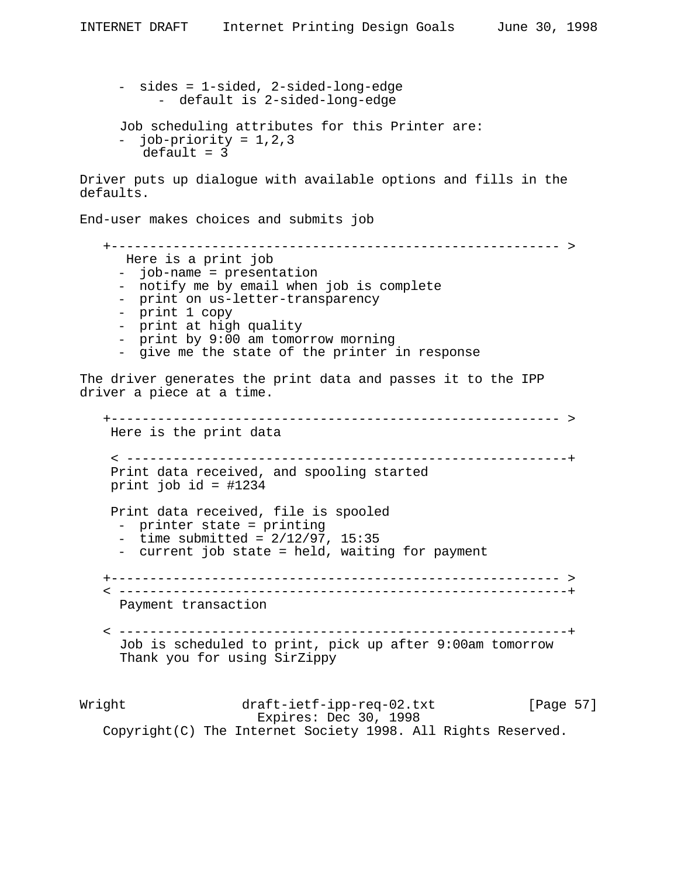```
     -  sides = 1-sided, 2-sided-long-edge
          -  default is 2-sided-long-edge

     Job scheduling attributes for this Printer are:
     -  job-priority = 1,2,3
        default = 3
```

Driver puts up dialogue with available options and fills in the defaults.

End-user makes choices and submits job

```
   +-------------------------------------------------------- >
      Here is a print job
     -  job-name = presentation
     -  notify me by email when job is complete
     -  print on us-letter-transparency
     -  print 1 copy
     -  print at high quality
     -  print by 9:00 am tomorrow morning
     -  give me the state of the printer in response
```

The driver generates the print data and passes it to the IPP driver a piece at a time.

```
   +-------------------------------------------------------- >
    Here is the print data

    < -------------------------------------------------------+
    Print data received, and spooling started
    print job id = #1234

    Print data received, file is spooled
     -  printer state = printing
     -  time submitted = 2/12/97, 15:35
     -  current job state = held, waiting for payment

   +-------------------------------------------------------- >
   < --------------------------------------------------------+
     Payment transaction

   < --------------------------------------------------------+
     Job is scheduled to print, pick up after 9:00am tomorrow
     Thank you for using SirZippy
```